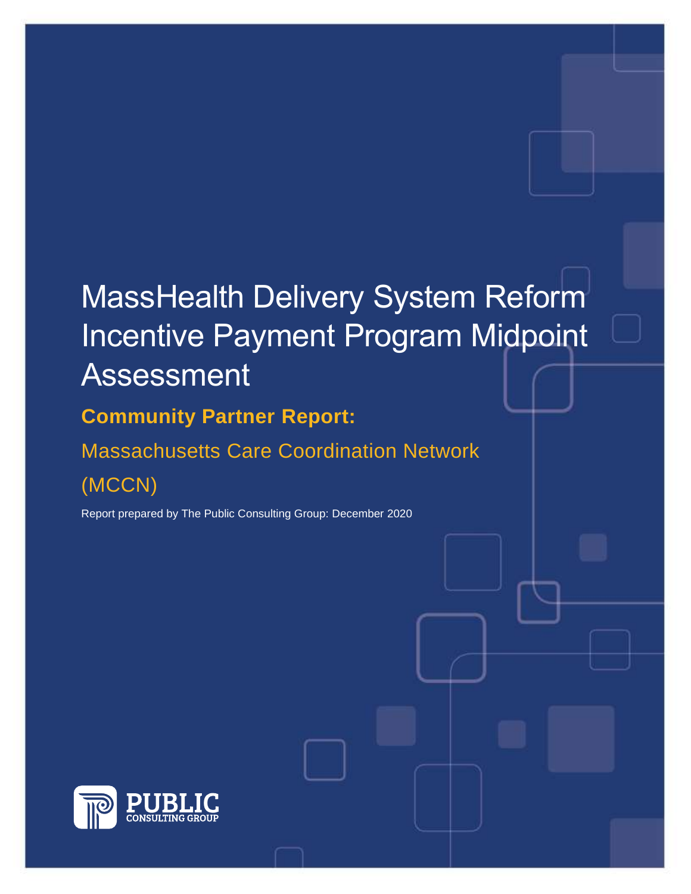# MassHealth Delivery System Reform Incentive Payment Program Midpoint Assessment

## Community Partner Report:

## Massachusetts Care Coordination Network (MCCN)

Report prepared by The Public Consulting Group: December 2020

PUBLIC CONSULTING GROUP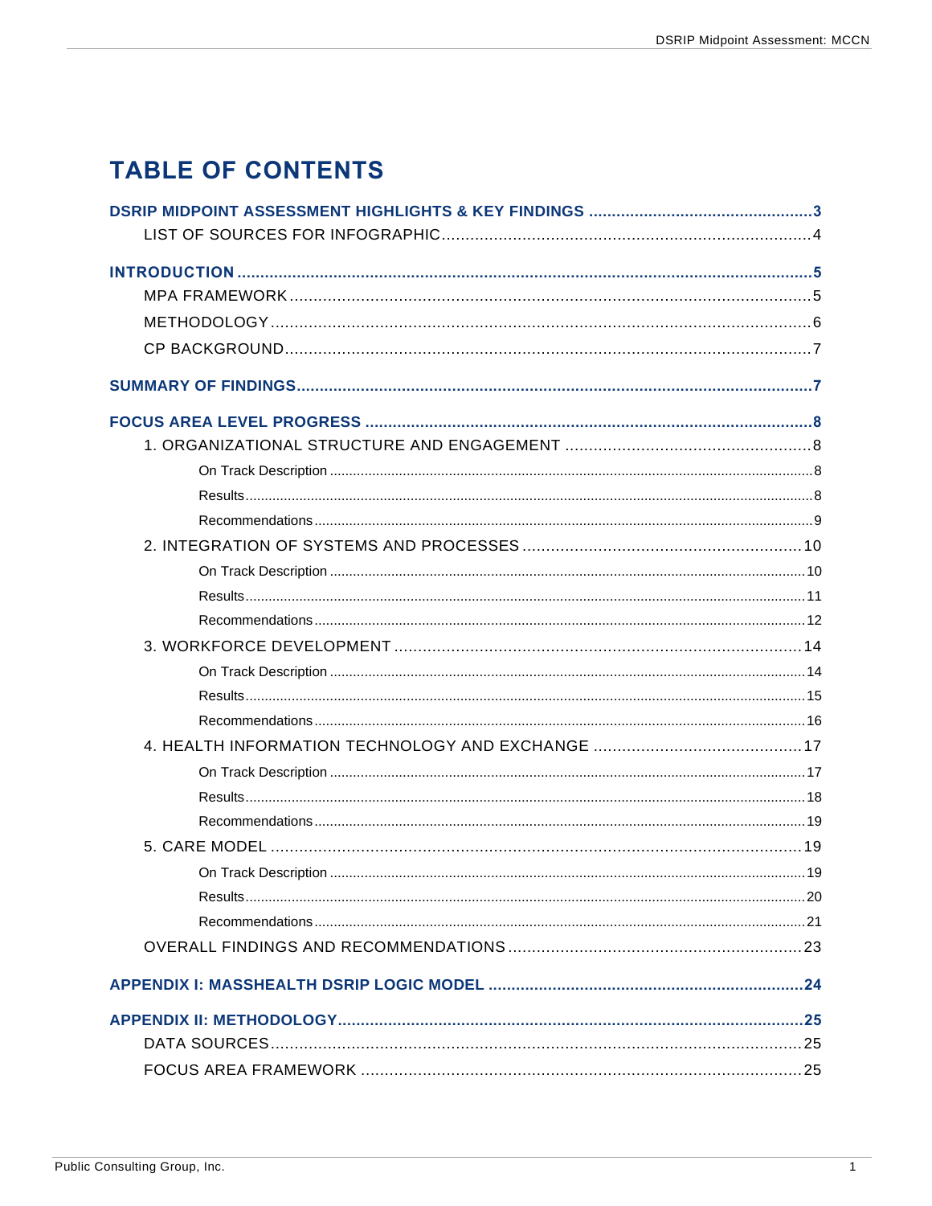# TABLE OF CONTENTS

**DSRIP MIDPOINT ASSESSMENT HIGHLIGHTS & KEY FINDINGS** ..... 3
- LIST OF SOURCES FOR INFOGRAPHIC ..... 4

**INTRODUCTION** ..... 5
- MPA FRAMEWORK ..... 5
- METHODOLOGY ..... 6
- CP BACKGROUND ..... 7

**SUMMARY OF FINDINGS** ..... 7

**FOCUS AREA LEVEL PROGRESS** ..... 8
- 1. ORGANIZATIONAL STRUCTURE AND ENGAGEMENT ..... 8
  - On Track Description ..... 8
  - Results ..... 8
  - Recommendations ..... 9
- 2. INTEGRATION OF SYSTEMS AND PROCESSES ..... 10
  - On Track Description ..... 10
  - Results ..... 11
  - Recommendations ..... 12
- 3. WORKFORCE DEVELOPMENT ..... 14
  - On Track Description ..... 14
  - Results ..... 15
  - Recommendations ..... 16
- 4. HEALTH INFORMATION TECHNOLOGY AND EXCHANGE ..... 17
  - On Track Description ..... 17
  - Results ..... 18
  - Recommendations ..... 19
- 5. CARE MODEL ..... 19
  - On Track Description ..... 19
  - Results ..... 20
  - Recommendations ..... 21
- OVERALL FINDINGS AND RECOMMENDATIONS ..... 23

**APPENDIX I: MASSHEALTH DSRIP LOGIC MODEL** ..... 24

**APPENDIX II: METHODOLOGY** ..... 25
- DATA SOURCES ..... 25
- FOCUS AREA FRAMEWORK ..... 25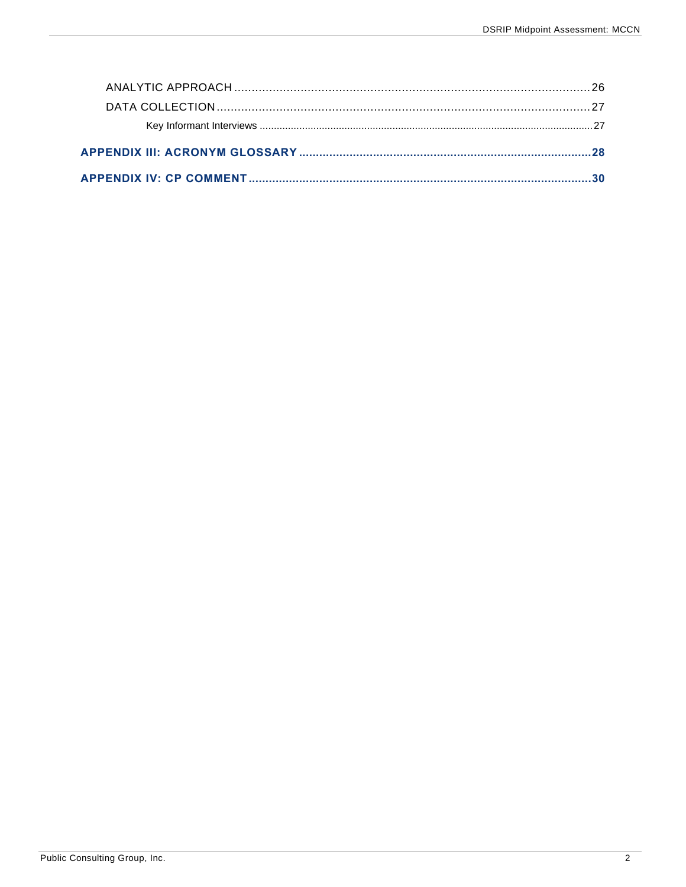ANALYTIC APPROACH ........................................................................................................ 26

DATA COLLECTION ............................................................................................................ 27

Key Informant Interviews ........................................................................................................ 27

**APPENDIX III: ACRONYM GLOSSARY ........................................................................................ 28**

**APPENDIX IV: CP COMMENT ...................................................................................................... 30**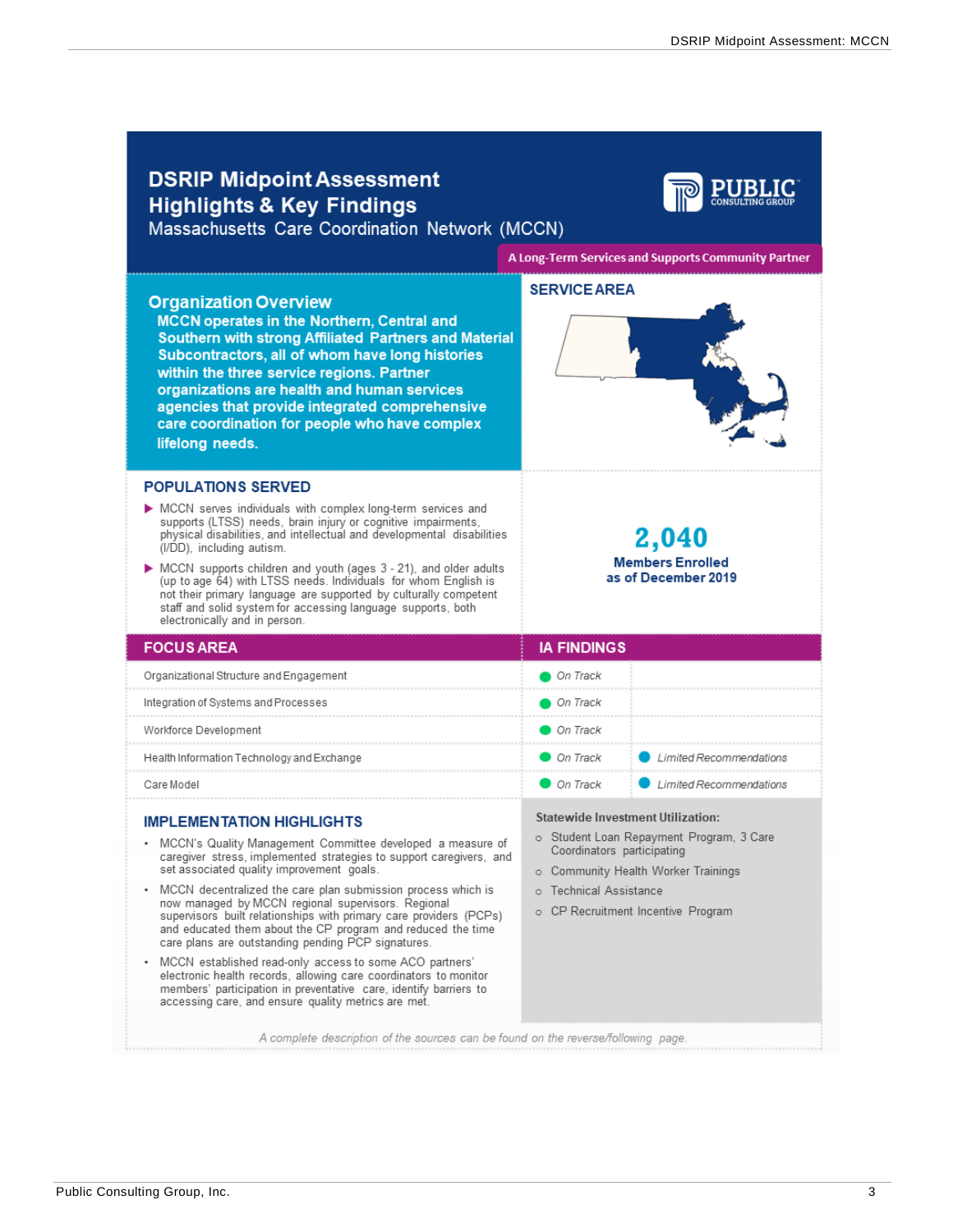# DSRIP Midpoint Assessment Highlights & Key Findings

Massachusetts Care Coordination Network (MCCN)

A Long-Term Services and Supports Community Partner

## Organization Overview

**MCCN operates in the Northern, Central and Southern with strong Affiliated Partners and Material Subcontractors, all of whom have long histories within the three service regions. Partner organizations are health and human services agencies that provide integrated comprehensive care coordination for people who have complex lifelong needs.**

## SERVICE AREA

## POPULATIONS SERVED

- MCCN serves individuals with complex long-term services and supports (LTSS) needs, brain injury or cognitive impairments, physical disabilities, and intellectual and developmental disabilities (I/DD), including autism.
- MCCN supports children and youth (ages 3 - 21), and older adults (up to age 64) with LTSS needs. Individuals for whom English is not their primary language are supported by culturally competent staff and solid system for accessing language supports, both electronically and in person.

**2,040**

**Members Enrolled as of December 2019**

| FOCUS AREA | IA FINDINGS | |
|---|---|---|
| Organizational Structure and Engagement | *On Track* | |
| Integration of Systems and Processes | *On Track* | |
| Workforce Development | *On Track* | |
| Health Information Technology and Exchange | *On Track* | *Limited Recommendations* |
| Care Model | *On Track* | *Limited Recommendations* |

## IMPLEMENTATION HIGHLIGHTS

- MCCN's Quality Management Committee developed a measure of caregiver stress, implemented strategies to support caregivers, and set associated quality improvement goals.
- MCCN decentralized the care plan submission process which is now managed by MCCN regional supervisors. Regional supervisors built relationships with primary care providers (PCPs) and educated them about the CP program and reduced the time care plans are outstanding pending PCP signatures.
- MCCN established read-only access to some ACO partners' electronic health records, allowing care coordinators to monitor members' participation in preventative care, identify barriers to accessing care, and ensure quality metrics are met.

**Statewide Investment Utilization:**

- Student Loan Repayment Program, 3 Care Coordinators participating
- Community Health Worker Trainings
- Technical Assistance
- CP Recruitment Incentive Program

*A complete description of the sources can be found on the reverse/following page.*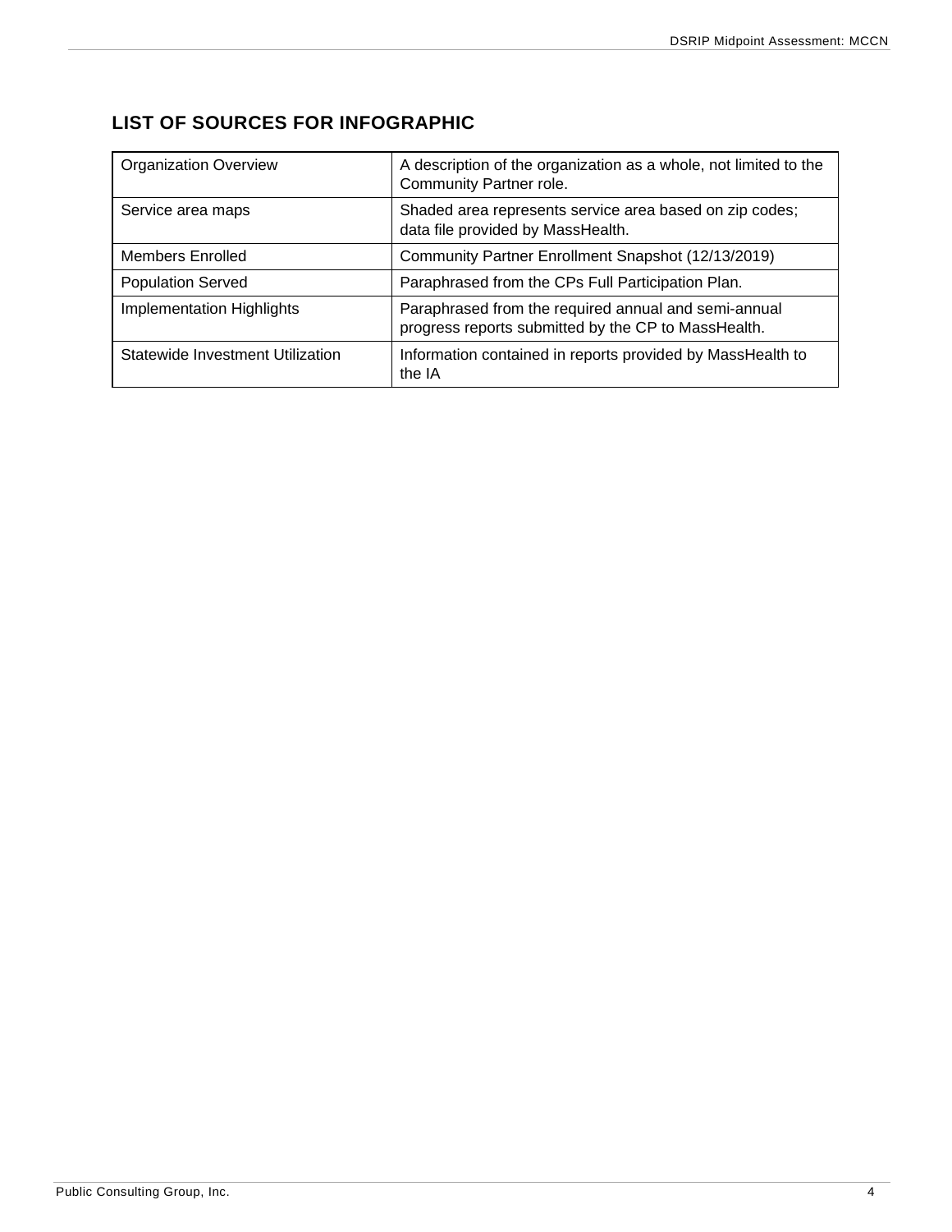## LIST OF SOURCES FOR INFOGRAPHIC

| | |
|---|---|
| Organization Overview | A description of the organization as a whole, not limited to the Community Partner role. |
| Service area maps | Shaded area represents service area based on zip codes; data file provided by MassHealth. |
| Members Enrolled | Community Partner Enrollment Snapshot (12/13/2019) |
| Population Served | Paraphrased from the CPs Full Participation Plan. |
| Implementation Highlights | Paraphrased from the required annual and semi-annual progress reports submitted by the CP to MassHealth. |
| Statewide Investment Utilization | Information contained in reports provided by MassHealth to the IA |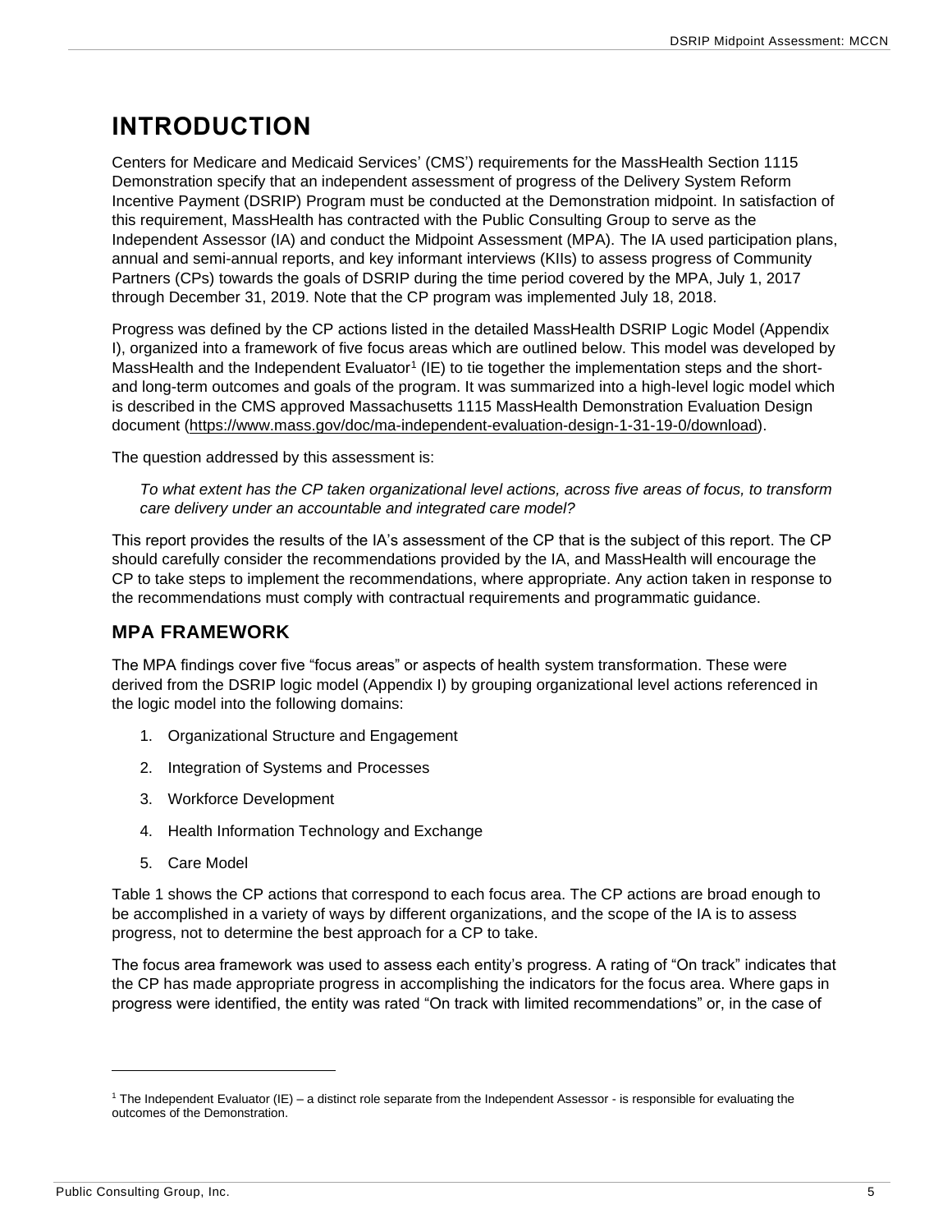# INTRODUCTION

Centers for Medicare and Medicaid Services' (CMS') requirements for the MassHealth Section 1115 Demonstration specify that an independent assessment of progress of the Delivery System Reform Incentive Payment (DSRIP) Program must be conducted at the Demonstration midpoint. In satisfaction of this requirement, MassHealth has contracted with the Public Consulting Group to serve as the Independent Assessor (IA) and conduct the Midpoint Assessment (MPA). The IA used participation plans, annual and semi-annual reports, and key informant interviews (KIIs) to assess progress of Community Partners (CPs) towards the goals of DSRIP during the time period covered by the MPA, July 1, 2017 through December 31, 2019. Note that the CP program was implemented July 18, 2018.

Progress was defined by the CP actions listed in the detailed MassHealth DSRIP Logic Model (Appendix I), organized into a framework of five focus areas which are outlined below. This model was developed by MassHealth and the Independent Evaluator[1] (IE) to tie together the implementation steps and the short- and long-term outcomes and goals of the program. It was summarized into a high-level logic model which is described in the CMS approved Massachusetts 1115 MassHealth Demonstration Evaluation Design document (https://www.mass.gov/doc/ma-independent-evaluation-design-1-31-19-0/download).

The question addressed by this assessment is:

> *To what extent has the CP taken organizational level actions, across five areas of focus, to transform care delivery under an accountable and integrated care model?*

This report provides the results of the IA's assessment of the CP that is the subject of this report. The CP should carefully consider the recommendations provided by the IA, and MassHealth will encourage the CP to take steps to implement the recommendations, where appropriate. Any action taken in response to the recommendations must comply with contractual requirements and programmatic guidance.

## MPA FRAMEWORK

The MPA findings cover five "focus areas" or aspects of health system transformation. These were derived from the DSRIP logic model (Appendix I) by grouping organizational level actions referenced in the logic model into the following domains:

1. Organizational Structure and Engagement
2. Integration of Systems and Processes
3. Workforce Development
4. Health Information Technology and Exchange
5. Care Model

Table 1 shows the CP actions that correspond to each focus area. The CP actions are broad enough to be accomplished in a variety of ways by different organizations, and the scope of the IA is to assess progress, not to determine the best approach for a CP to take.

The focus area framework was used to assess each entity's progress. A rating of "On track" indicates that the CP has made appropriate progress in accomplishing the indicators for the focus area. Where gaps in progress were identified, the entity was rated "On track with limited recommendations" or, in the case of

---

[1] The Independent Evaluator (IE) – a distinct role separate from the Independent Assessor - is responsible for evaluating the outcomes of the Demonstration.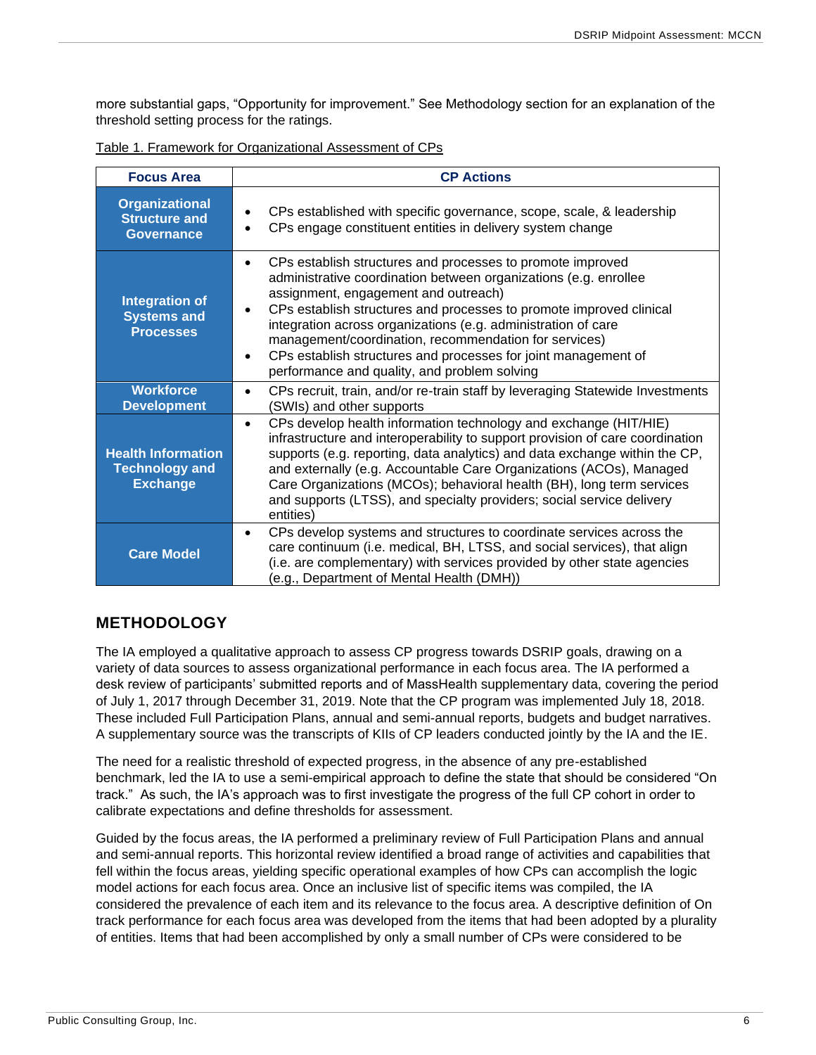more substantial gaps, "Opportunity for improvement." See Methodology section for an explanation of the threshold setting process for the ratings.

Table 1. Framework for Organizational Assessment of CPs

| Focus Area | CP Actions |
|---|---|
| **Organizational Structure and Governance** | • CPs established with specific governance, scope, scale, & leadership<br>• CPs engage constituent entities in delivery system change |
| **Integration of Systems and Processes** | • CPs establish structures and processes to promote improved administrative coordination between organizations (e.g. enrollee assignment, engagement and outreach)<br>• CPs establish structures and processes to promote improved clinical integration across organizations (e.g. administration of care management/coordination, recommendation for services)<br>• CPs establish structures and processes for joint management of performance and quality, and problem solving |
| **Workforce Development** | • CPs recruit, train, and/or re-train staff by leveraging Statewide Investments (SWIs) and other supports |
| **Health Information Technology and Exchange** | • CPs develop health information technology and exchange (HIT/HIE) infrastructure and interoperability to support provision of care coordination supports (e.g. reporting, data analytics) and data exchange within the CP, and externally (e.g. Accountable Care Organizations (ACOs), Managed Care Organizations (MCOs); behavioral health (BH), long term services and supports (LTSS), and specialty providers; social service delivery entities) |
| **Care Model** | • CPs develop systems and structures to coordinate services across the care continuum (i.e. medical, BH, LTSS, and social services), that align (i.e. are complementary) with services provided by other state agencies (e.g., Department of Mental Health (DMH)) |

## METHODOLOGY

The IA employed a qualitative approach to assess CP progress towards DSRIP goals, drawing on a variety of data sources to assess organizational performance in each focus area. The IA performed a desk review of participants' submitted reports and of MassHealth supplementary data, covering the period of July 1, 2017 through December 31, 2019. Note that the CP program was implemented July 18, 2018. These included Full Participation Plans, annual and semi-annual reports, budgets and budget narratives. A supplementary source was the transcripts of KIIs of CP leaders conducted jointly by the IA and the IE.

The need for a realistic threshold of expected progress, in the absence of any pre-established benchmark, led the IA to use a semi-empirical approach to define the state that should be considered "On track." As such, the IA's approach was to first investigate the progress of the full CP cohort in order to calibrate expectations and define thresholds for assessment.

Guided by the focus areas, the IA performed a preliminary review of Full Participation Plans and annual and semi-annual reports. This horizontal review identified a broad range of activities and capabilities that fell within the focus areas, yielding specific operational examples of how CPs can accomplish the logic model actions for each focus area. Once an inclusive list of specific items was compiled, the IA considered the prevalence of each item and its relevance to the focus area. A descriptive definition of On track performance for each focus area was developed from the items that had been adopted by a plurality of entities. Items that had been accomplished by only a small number of CPs were considered to be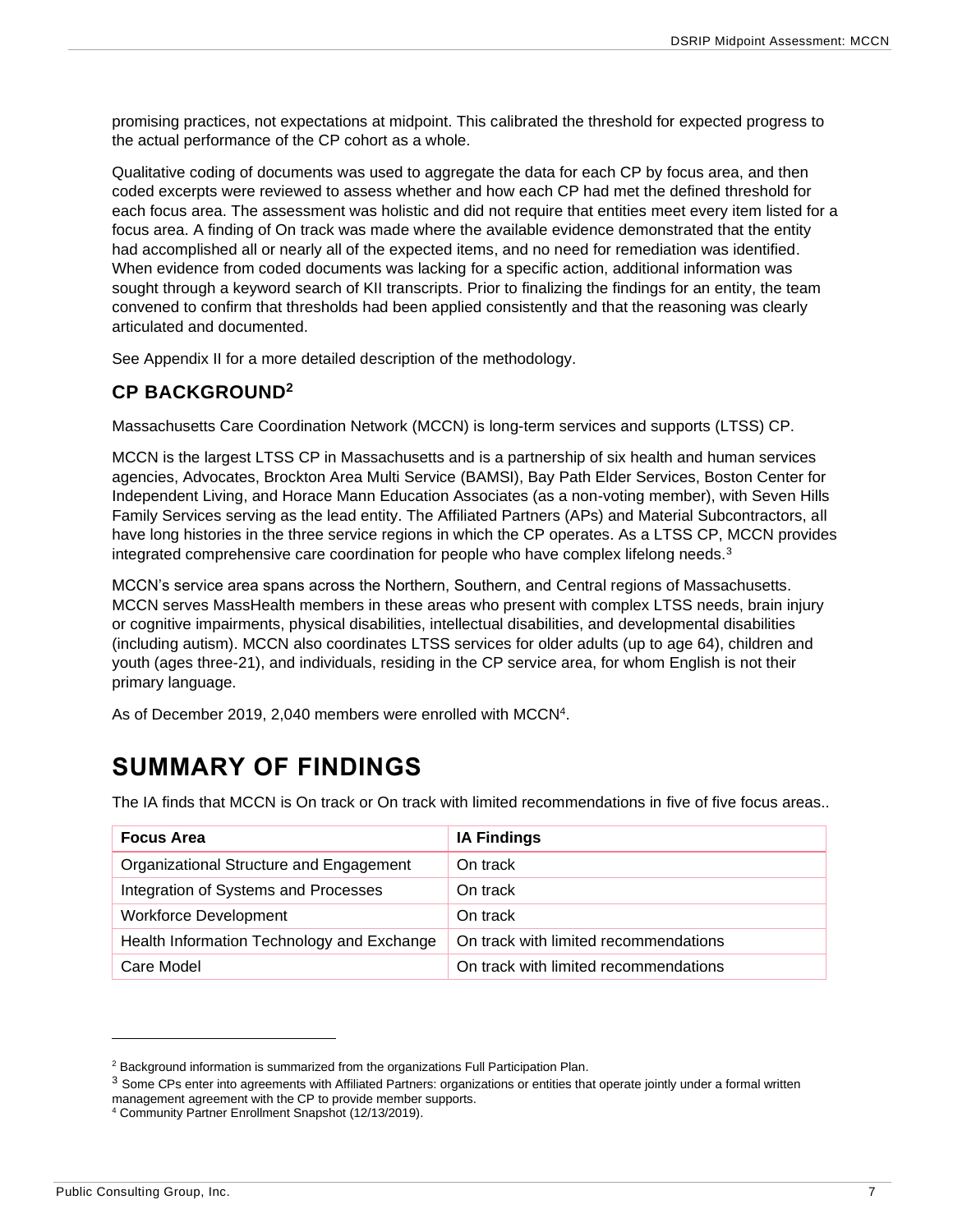promising practices, not expectations at midpoint. This calibrated the threshold for expected progress to the actual performance of the CP cohort as a whole.

Qualitative coding of documents was used to aggregate the data for each CP by focus area, and then coded excerpts were reviewed to assess whether and how each CP had met the defined threshold for each focus area. The assessment was holistic and did not require that entities meet every item listed for a focus area. A finding of On track was made where the available evidence demonstrated that the entity had accomplished all or nearly all of the expected items, and no need for remediation was identified. When evidence from coded documents was lacking for a specific action, additional information was sought through a keyword search of KII transcripts. Prior to finalizing the findings for an entity, the team convened to confirm that thresholds had been applied consistently and that the reasoning was clearly articulated and documented.

See Appendix II for a more detailed description of the methodology.

### CP BACKGROUND[2]

Massachusetts Care Coordination Network (MCCN) is long-term services and supports (LTSS) CP.

MCCN is the largest LTSS CP in Massachusetts and is a partnership of six health and human services agencies, Advocates, Brockton Area Multi Service (BAMSI), Bay Path Elder Services, Boston Center for Independent Living, and Horace Mann Education Associates (as a non-voting member), with Seven Hills Family Services serving as the lead entity. The Affiliated Partners (APs) and Material Subcontractors, all have long histories in the three service regions in which the CP operates. As a LTSS CP, MCCN provides integrated comprehensive care coordination for people who have complex lifelong needs.[3]

MCCN's service area spans across the Northern, Southern, and Central regions of Massachusetts. MCCN serves MassHealth members in these areas who present with complex LTSS needs, brain injury or cognitive impairments, physical disabilities, intellectual disabilities, and developmental disabilities (including autism). MCCN also coordinates LTSS services for older adults (up to age 64), children and youth (ages three-21), and individuals, residing in the CP service area, for whom English is not their primary language.

As of December 2019, 2,040 members were enrolled with MCCN[4].

## SUMMARY OF FINDINGS

The IA finds that MCCN is On track or On track with limited recommendations in five of five focus areas..

| Focus Area | IA Findings |
|---|---|
| Organizational Structure and Engagement | On track |
| Integration of Systems and Processes | On track |
| Workforce Development | On track |
| Health Information Technology and Exchange | On track with limited recommendations |
| Care Model | On track with limited recommendations |

[2] Background information is summarized from the organizations Full Participation Plan.

[3] Some CPs enter into agreements with Affiliated Partners: organizations or entities that operate jointly under a formal written management agreement with the CP to provide member supports.

[4] Community Partner Enrollment Snapshot (12/13/2019).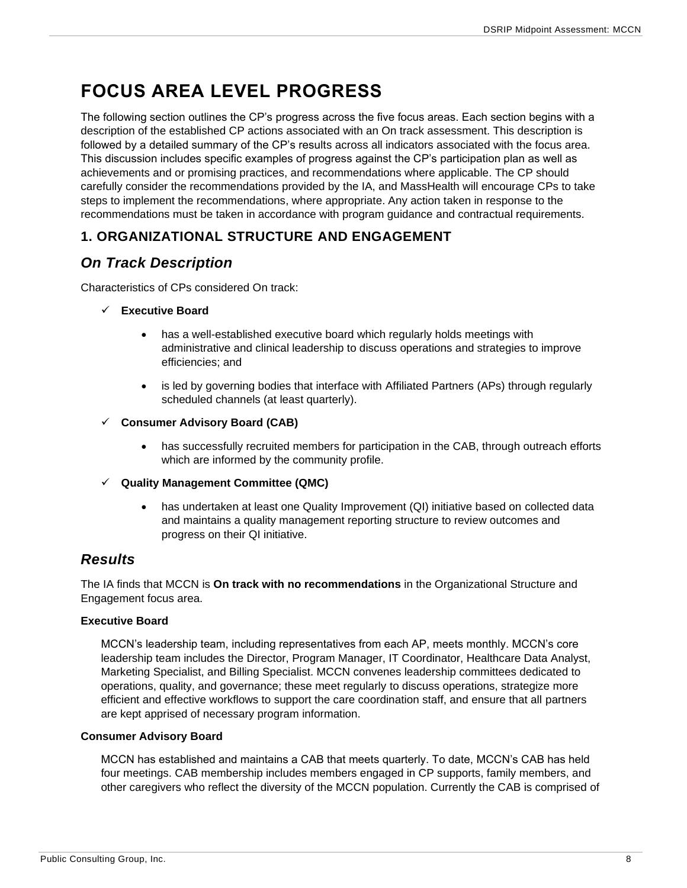# FOCUS AREA LEVEL PROGRESS

The following section outlines the CP's progress across the five focus areas. Each section begins with a description of the established CP actions associated with an On track assessment. This description is followed by a detailed summary of the CP's results across all indicators associated with the focus area. This discussion includes specific examples of progress against the CP's participation plan as well as achievements and or promising practices, and recommendations where applicable. The CP should carefully consider the recommendations provided by the IA, and MassHealth will encourage CPs to take steps to implement the recommendations, where appropriate. Any action taken in response to the recommendations must be taken in accordance with program guidance and contractual requirements.

## 1. ORGANIZATIONAL STRUCTURE AND ENGAGEMENT

### *On Track Description*

Characteristics of CPs considered On track:

- ✓ **Executive Board**
  - has a well-established executive board which regularly holds meetings with administrative and clinical leadership to discuss operations and strategies to improve efficiencies; and
  - is led by governing bodies that interface with Affiliated Partners (APs) through regularly scheduled channels (at least quarterly).
- ✓ **Consumer Advisory Board (CAB)**
  - has successfully recruited members for participation in the CAB, through outreach efforts which are informed by the community profile.
- ✓ **Quality Management Committee (QMC)**
  - has undertaken at least one Quality Improvement (QI) initiative based on collected data and maintains a quality management reporting structure to review outcomes and progress on their QI initiative.

### *Results*

The IA finds that MCCN is **On track with no recommendations** in the Organizational Structure and Engagement focus area.

**Executive Board**

MCCN's leadership team, including representatives from each AP, meets monthly. MCCN's core leadership team includes the Director, Program Manager, IT Coordinator, Healthcare Data Analyst, Marketing Specialist, and Billing Specialist. MCCN convenes leadership committees dedicated to operations, quality, and governance; these meet regularly to discuss operations, strategize more efficient and effective workflows to support the care coordination staff, and ensure that all partners are kept apprised of necessary program information.

**Consumer Advisory Board**

MCCN has established and maintains a CAB that meets quarterly. To date, MCCN's CAB has held four meetings. CAB membership includes members engaged in CP supports, family members, and other caregivers who reflect the diversity of the MCCN population. Currently the CAB is comprised of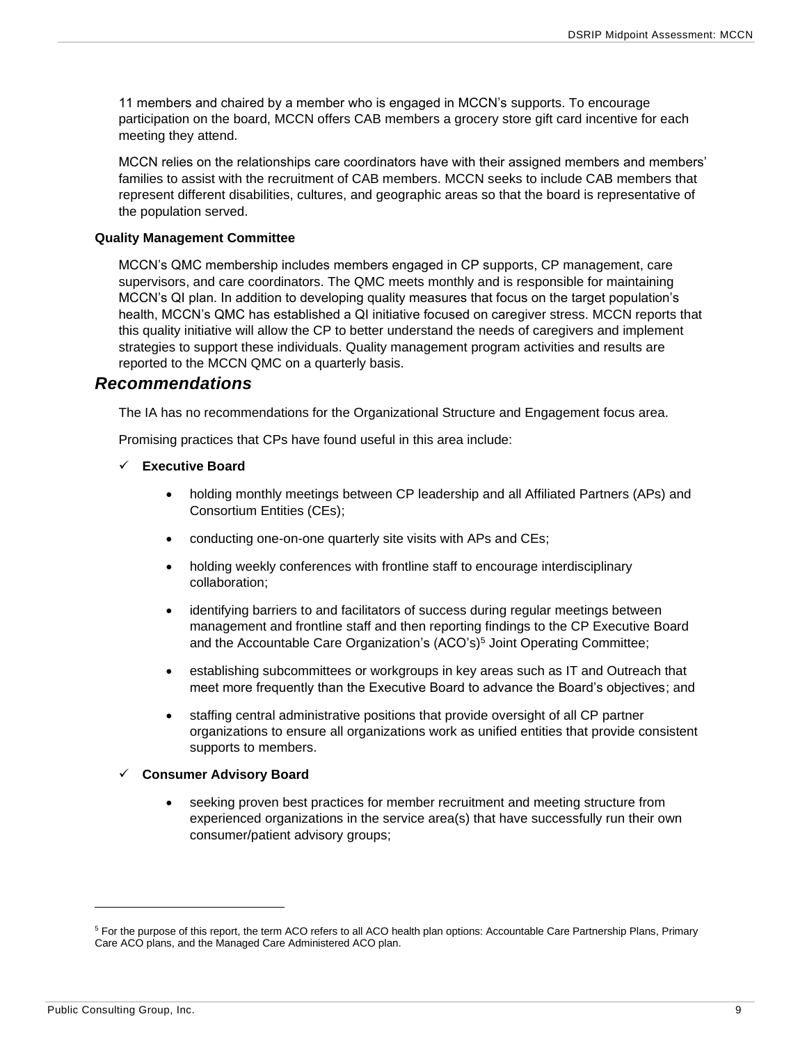11 members and chaired by a member who is engaged in MCCN's supports. To encourage participation on the board, MCCN offers CAB members a grocery store gift card incentive for each meeting they attend.

MCCN relies on the relationships care coordinators have with their assigned members and members' families to assist with the recruitment of CAB members. MCCN seeks to include CAB members that represent different disabilities, cultures, and geographic areas so that the board is representative of the population served.

**Quality Management Committee**

MCCN's QMC membership includes members engaged in CP supports, CP management, care supervisors, and care coordinators. The QMC meets monthly and is responsible for maintaining MCCN's QI plan. In addition to developing quality measures that focus on the target population's health, MCCN's QMC has established a QI initiative focused on caregiver stress. MCCN reports that this quality initiative will allow the CP to better understand the needs of caregivers and implement strategies to support these individuals. Quality management program activities and results are reported to the MCCN QMC on a quarterly basis.

### *Recommendations*

The IA has no recommendations for the Organizational Structure and Engagement focus area.

Promising practices that CPs have found useful in this area include:

✓ **Executive Board**

- holding monthly meetings between CP leadership and all Affiliated Partners (APs) and Consortium Entities (CEs);
- conducting one-on-one quarterly site visits with APs and CEs;
- holding weekly conferences with frontline staff to encourage interdisciplinary collaboration;
- identifying barriers to and facilitators of success during regular meetings between management and frontline staff and then reporting findings to the CP Executive Board and the Accountable Care Organization's (ACO's)[5] Joint Operating Committee;
- establishing subcommittees or workgroups in key areas such as IT and Outreach that meet more frequently than the Executive Board to advance the Board's objectives; and
- staffing central administrative positions that provide oversight of all CP partner organizations to ensure all organizations work as unified entities that provide consistent supports to members.

✓ **Consumer Advisory Board**

- seeking proven best practices for member recruitment and meeting structure from experienced organizations in the service area(s) that have successfully run their own consumer/patient advisory groups;

---

[5] For the purpose of this report, the term ACO refers to all ACO health plan options: Accountable Care Partnership Plans, Primary Care ACO plans, and the Managed Care Administered ACO plan.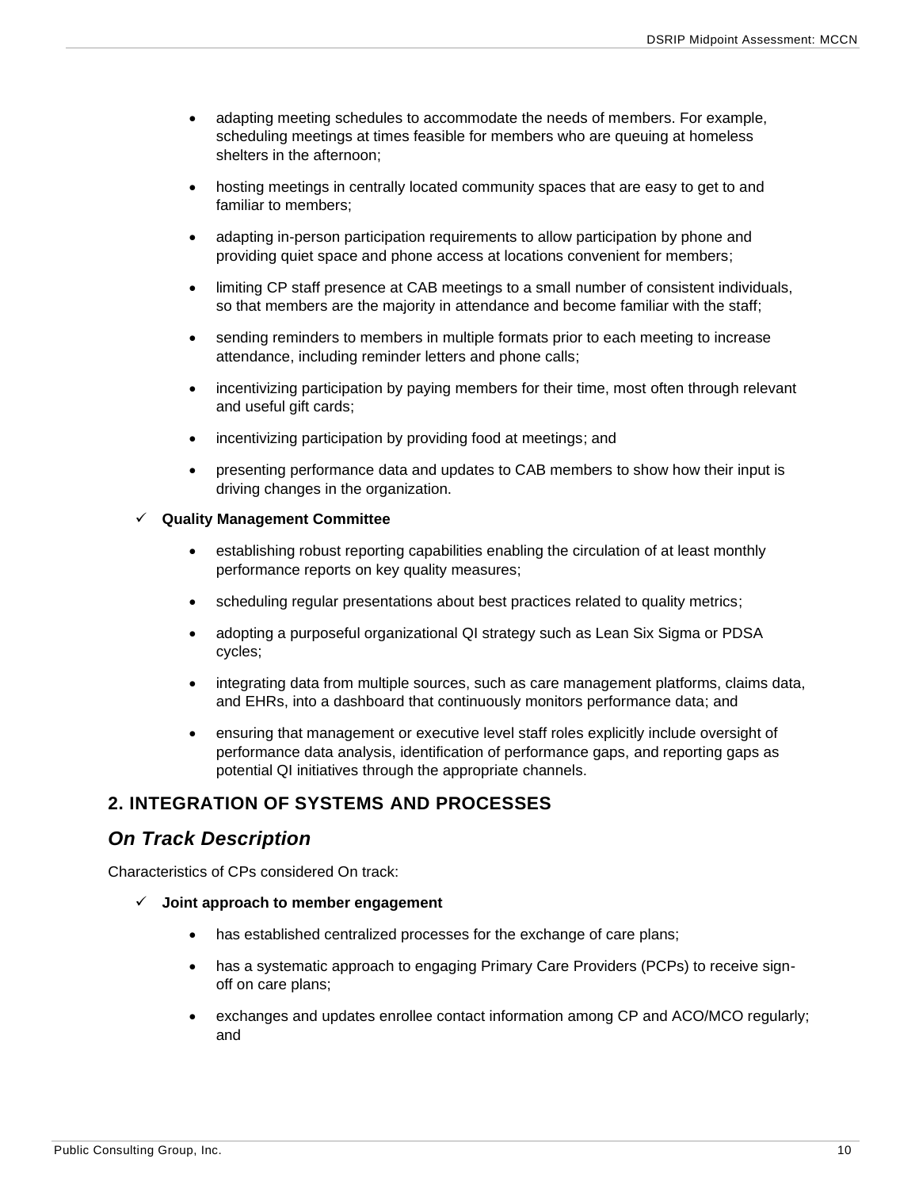- adapting meeting schedules to accommodate the needs of members. For example, scheduling meetings at times feasible for members who are queuing at homeless shelters in the afternoon;
- hosting meetings in centrally located community spaces that are easy to get to and familiar to members;
- adapting in-person participation requirements to allow participation by phone and providing quiet space and phone access at locations convenient for members;
- limiting CP staff presence at CAB meetings to a small number of consistent individuals, so that members are the majority in attendance and become familiar with the staff;
- sending reminders to members in multiple formats prior to each meeting to increase attendance, including reminder letters and phone calls;
- incentivizing participation by paying members for their time, most often through relevant and useful gift cards;
- incentivizing participation by providing food at meetings; and
- presenting performance data and updates to CAB members to show how their input is driving changes in the organization.

✓ **Quality Management Committee**

- establishing robust reporting capabilities enabling the circulation of at least monthly performance reports on key quality measures;
- scheduling regular presentations about best practices related to quality metrics;
- adopting a purposeful organizational QI strategy such as Lean Six Sigma or PDSA cycles;
- integrating data from multiple sources, such as care management platforms, claims data, and EHRs, into a dashboard that continuously monitors performance data; and
- ensuring that management or executive level staff roles explicitly include oversight of performance data analysis, identification of performance gaps, and reporting gaps as potential QI initiatives through the appropriate channels.

## 2. INTEGRATION OF SYSTEMS AND PROCESSES

### *On Track Description*

Characteristics of CPs considered On track:

✓ **Joint approach to member engagement**

- has established centralized processes for the exchange of care plans;
- has a systematic approach to engaging Primary Care Providers (PCPs) to receive sign-off on care plans;
- exchanges and updates enrollee contact information among CP and ACO/MCO regularly; and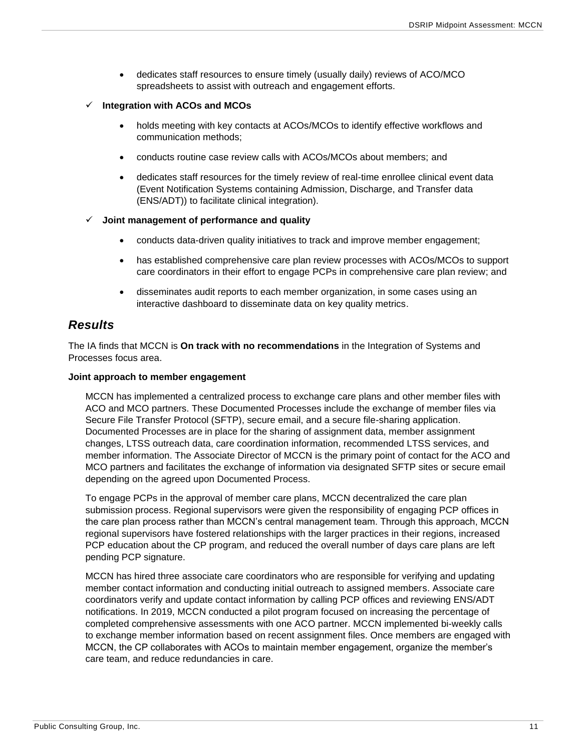- dedicates staff resources to ensure timely (usually daily) reviews of ACO/MCO spreadsheets to assist with outreach and engagement efforts.

✓ **Integration with ACOs and MCOs**

- holds meeting with key contacts at ACOs/MCOs to identify effective workflows and communication methods;
- conducts routine case review calls with ACOs/MCOs about members; and
- dedicates staff resources for the timely review of real-time enrollee clinical event data (Event Notification Systems containing Admission, Discharge, and Transfer data (ENS/ADT)) to facilitate clinical integration).

✓ **Joint management of performance and quality**

- conducts data-driven quality initiatives to track and improve member engagement;
- has established comprehensive care plan review processes with ACOs/MCOs to support care coordinators in their effort to engage PCPs in comprehensive care plan review; and
- disseminates audit reports to each member organization, in some cases using an interactive dashboard to disseminate data on key quality metrics.

## *Results*

The IA finds that MCCN is **On track with no recommendations** in the Integration of Systems and Processes focus area.

**Joint approach to member engagement**

MCCN has implemented a centralized process to exchange care plans and other member files with ACO and MCO partners. These Documented Processes include the exchange of member files via Secure File Transfer Protocol (SFTP), secure email, and a secure file-sharing application. Documented Processes are in place for the sharing of assignment data, member assignment changes, LTSS outreach data, care coordination information, recommended LTSS services, and member information. The Associate Director of MCCN is the primary point of contact for the ACO and MCO partners and facilitates the exchange of information via designated SFTP sites or secure email depending on the agreed upon Documented Process.

To engage PCPs in the approval of member care plans, MCCN decentralized the care plan submission process. Regional supervisors were given the responsibility of engaging PCP offices in the care plan process rather than MCCN's central management team. Through this approach, MCCN regional supervisors have fostered relationships with the larger practices in their regions, increased PCP education about the CP program, and reduced the overall number of days care plans are left pending PCP signature.

MCCN has hired three associate care coordinators who are responsible for verifying and updating member contact information and conducting initial outreach to assigned members. Associate care coordinators verify and update contact information by calling PCP offices and reviewing ENS/ADT notifications. In 2019, MCCN conducted a pilot program focused on increasing the percentage of completed comprehensive assessments with one ACO partner. MCCN implemented bi-weekly calls to exchange member information based on recent assignment files. Once members are engaged with MCCN, the CP collaborates with ACOs to maintain member engagement, organize the member's care team, and reduce redundancies in care.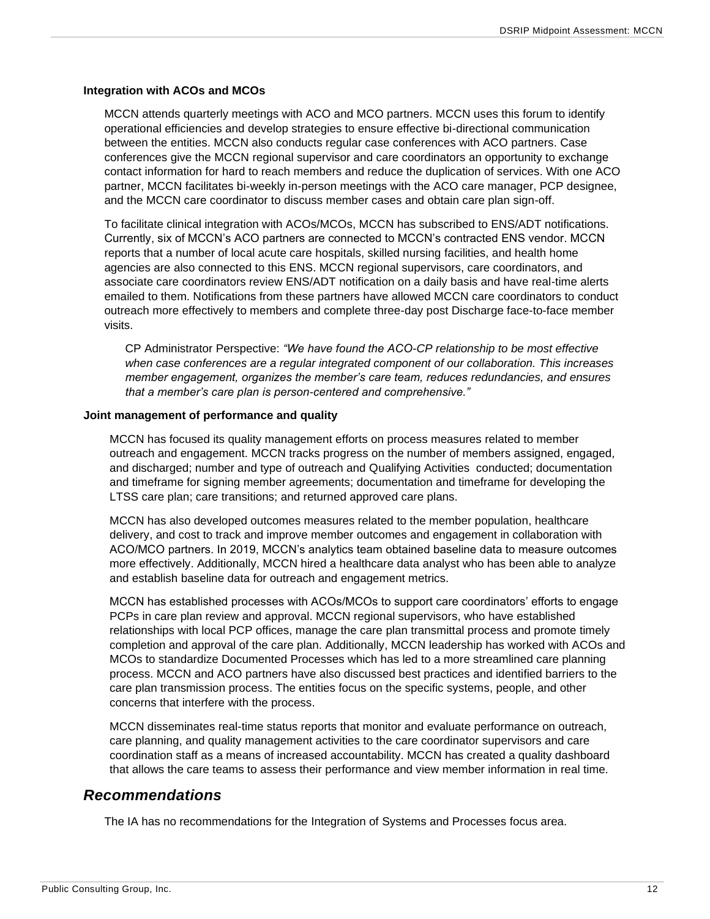#### Integration with ACOs and MCOs

MCCN attends quarterly meetings with ACO and MCO partners. MCCN uses this forum to identify operational efficiencies and develop strategies to ensure effective bi-directional communication between the entities. MCCN also conducts regular case conferences with ACO partners. Case conferences give the MCCN regional supervisor and care coordinators an opportunity to exchange contact information for hard to reach members and reduce the duplication of services. With one ACO partner, MCCN facilitates bi-weekly in-person meetings with the ACO care manager, PCP designee, and the MCCN care coordinator to discuss member cases and obtain care plan sign-off.

To facilitate clinical integration with ACOs/MCOs, MCCN has subscribed to ENS/ADT notifications. Currently, six of MCCN's ACO partners are connected to MCCN's contracted ENS vendor. MCCN reports that a number of local acute care hospitals, skilled nursing facilities, and health home agencies are also connected to this ENS. MCCN regional supervisors, care coordinators, and associate care coordinators review ENS/ADT notification on a daily basis and have real-time alerts emailed to them. Notifications from these partners have allowed MCCN care coordinators to conduct outreach more effectively to members and complete three-day post Discharge face-to-face member visits.

> CP Administrator Perspective: *"We have found the ACO-CP relationship to be most effective when case conferences are a regular integrated component of our collaboration. This increases member engagement, organizes the member's care team, reduces redundancies, and ensures that a member's care plan is person-centered and comprehensive."*

#### Joint management of performance and quality

MCCN has focused its quality management efforts on process measures related to member outreach and engagement. MCCN tracks progress on the number of members assigned, engaged, and discharged; number and type of outreach and Qualifying Activities conducted; documentation and timeframe for signing member agreements; documentation and timeframe for developing the LTSS care plan; care transitions; and returned approved care plans.

MCCN has also developed outcomes measures related to the member population, healthcare delivery, and cost to track and improve member outcomes and engagement in collaboration with ACO/MCO partners. In 2019, MCCN's analytics team obtained baseline data to measure outcomes more effectively. Additionally, MCCN hired a healthcare data analyst who has been able to analyze and establish baseline data for outreach and engagement metrics.

MCCN has established processes with ACOs/MCOs to support care coordinators' efforts to engage PCPs in care plan review and approval. MCCN regional supervisors, who have established relationships with local PCP offices, manage the care plan transmittal process and promote timely completion and approval of the care plan. Additionally, MCCN leadership has worked with ACOs and MCOs to standardize Documented Processes which has led to a more streamlined care planning process. MCCN and ACO partners have also discussed best practices and identified barriers to the care plan transmission process. The entities focus on the specific systems, people, and other concerns that interfere with the process.

MCCN disseminates real-time status reports that monitor and evaluate performance on outreach, care planning, and quality management activities to the care coordinator supervisors and care coordination staff as a means of increased accountability. MCCN has created a quality dashboard that allows the care teams to assess their performance and view member information in real time.

### *Recommendations*

The IA has no recommendations for the Integration of Systems and Processes focus area.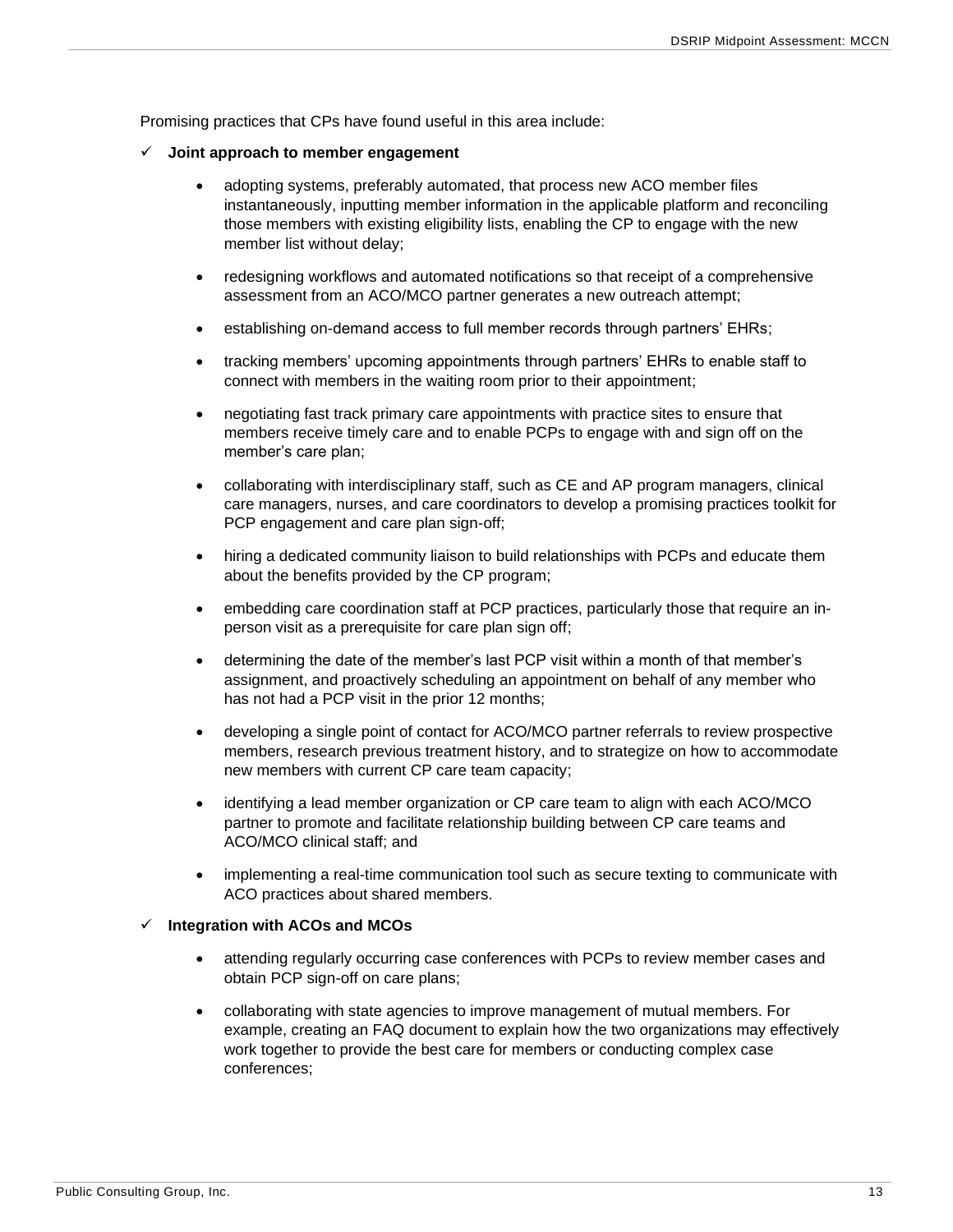Promising practices that CPs have found useful in this area include:

- ✓ **Joint approach to member engagement**

  - adopting systems, preferably automated, that process new ACO member files instantaneously, inputting member information in the applicable platform and reconciling those members with existing eligibility lists, enabling the CP to engage with the new member list without delay;
  - redesigning workflows and automated notifications so that receipt of a comprehensive assessment from an ACO/MCO partner generates a new outreach attempt;
  - establishing on-demand access to full member records through partners' EHRs;
  - tracking members' upcoming appointments through partners' EHRs to enable staff to connect with members in the waiting room prior to their appointment;
  - negotiating fast track primary care appointments with practice sites to ensure that members receive timely care and to enable PCPs to engage with and sign off on the member's care plan;
  - collaborating with interdisciplinary staff, such as CE and AP program managers, clinical care managers, nurses, and care coordinators to develop a promising practices toolkit for PCP engagement and care plan sign-off;
  - hiring a dedicated community liaison to build relationships with PCPs and educate them about the benefits provided by the CP program;
  - embedding care coordination staff at PCP practices, particularly those that require an in-person visit as a prerequisite for care plan sign off;
  - determining the date of the member's last PCP visit within a month of that member's assignment, and proactively scheduling an appointment on behalf of any member who has not had a PCP visit in the prior 12 months;
  - developing a single point of contact for ACO/MCO partner referrals to review prospective members, research previous treatment history, and to strategize on how to accommodate new members with current CP care team capacity;
  - identifying a lead member organization or CP care team to align with each ACO/MCO partner to promote and facilitate relationship building between CP care teams and ACO/MCO clinical staff; and
  - implementing a real-time communication tool such as secure texting to communicate with ACO practices about shared members.

- ✓ **Integration with ACOs and MCOs**

  - attending regularly occurring case conferences with PCPs to review member cases and obtain PCP sign-off on care plans;
  - collaborating with state agencies to improve management of mutual members. For example, creating an FAQ document to explain how the two organizations may effectively work together to provide the best care for members or conducting complex case conferences;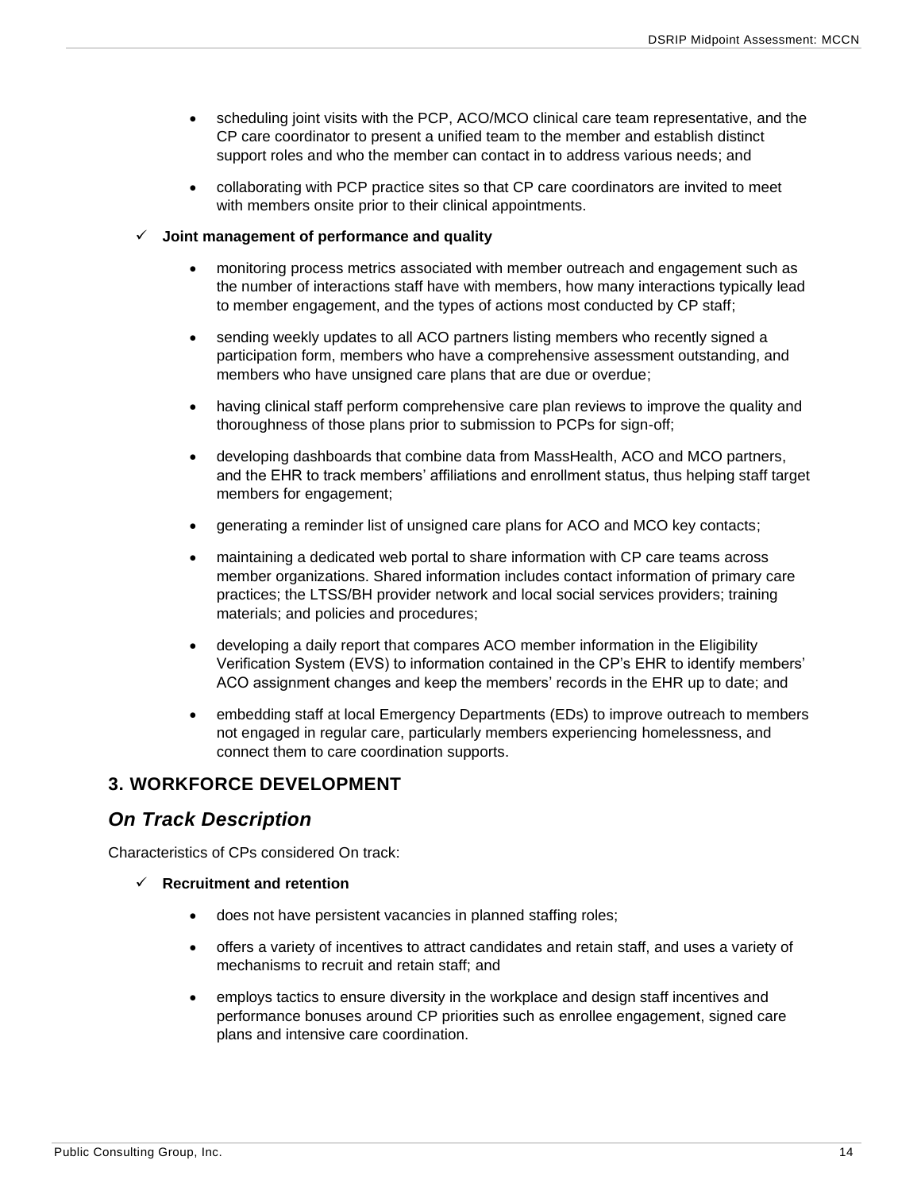- scheduling joint visits with the PCP, ACO/MCO clinical care team representative, and the CP care coordinator to present a unified team to the member and establish distinct support roles and who the member can contact in to address various needs; and
- collaborating with PCP practice sites so that CP care coordinators are invited to meet with members onsite prior to their clinical appointments.

✓ **Joint management of performance and quality**

- monitoring process metrics associated with member outreach and engagement such as the number of interactions staff have with members, how many interactions typically lead to member engagement, and the types of actions most conducted by CP staff;
- sending weekly updates to all ACO partners listing members who recently signed a participation form, members who have a comprehensive assessment outstanding, and members who have unsigned care plans that are due or overdue;
- having clinical staff perform comprehensive care plan reviews to improve the quality and thoroughness of those plans prior to submission to PCPs for sign-off;
- developing dashboards that combine data from MassHealth, ACO and MCO partners, and the EHR to track members' affiliations and enrollment status, thus helping staff target members for engagement;
- generating a reminder list of unsigned care plans for ACO and MCO key contacts;
- maintaining a dedicated web portal to share information with CP care teams across member organizations. Shared information includes contact information of primary care practices; the LTSS/BH provider network and local social services providers; training materials; and policies and procedures;
- developing a daily report that compares ACO member information in the Eligibility Verification System (EVS) to information contained in the CP's EHR to identify members' ACO assignment changes and keep the members' records in the EHR up to date; and
- embedding staff at local Emergency Departments (EDs) to improve outreach to members not engaged in regular care, particularly members experiencing homelessness, and connect them to care coordination supports.

## 3. WORKFORCE DEVELOPMENT

### *On Track Description*

Characteristics of CPs considered On track:

✓ **Recruitment and retention**

- does not have persistent vacancies in planned staffing roles;
- offers a variety of incentives to attract candidates and retain staff, and uses a variety of mechanisms to recruit and retain staff; and
- employs tactics to ensure diversity in the workplace and design staff incentives and performance bonuses around CP priorities such as enrollee engagement, signed care plans and intensive care coordination.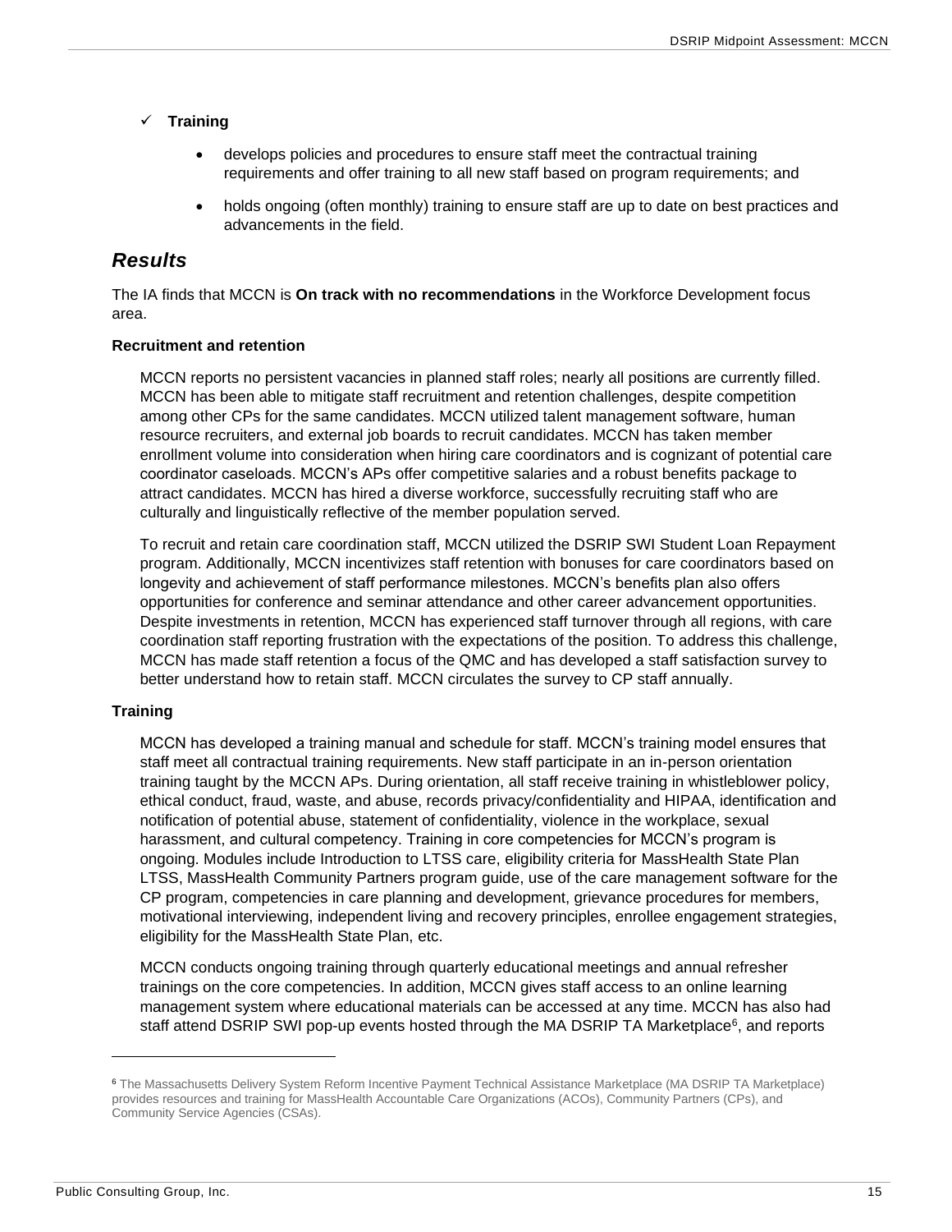- ✓ **Training**
  - develops policies and procedures to ensure staff meet the contractual training requirements and offer training to all new staff based on program requirements; and
  - holds ongoing (often monthly) training to ensure staff are up to date on best practices and advancements in the field.

## *Results*

The IA finds that MCCN is **On track with no recommendations** in the Workforce Development focus area.

**Recruitment and retention**

MCCN reports no persistent vacancies in planned staff roles; nearly all positions are currently filled. MCCN has been able to mitigate staff recruitment and retention challenges, despite competition among other CPs for the same candidates. MCCN utilized talent management software, human resource recruiters, and external job boards to recruit candidates. MCCN has taken member enrollment volume into consideration when hiring care coordinators and is cognizant of potential care coordinator caseloads. MCCN's APs offer competitive salaries and a robust benefits package to attract candidates. MCCN has hired a diverse workforce, successfully recruiting staff who are culturally and linguistically reflective of the member population served.

To recruit and retain care coordination staff, MCCN utilized the DSRIP SWI Student Loan Repayment program. Additionally, MCCN incentivizes staff retention with bonuses for care coordinators based on longevity and achievement of staff performance milestones. MCCN's benefits plan also offers opportunities for conference and seminar attendance and other career advancement opportunities. Despite investments in retention, MCCN has experienced staff turnover through all regions, with care coordination staff reporting frustration with the expectations of the position. To address this challenge, MCCN has made staff retention a focus of the QMC and has developed a staff satisfaction survey to better understand how to retain staff. MCCN circulates the survey to CP staff annually.

**Training**

MCCN has developed a training manual and schedule for staff. MCCN's training model ensures that staff meet all contractual training requirements. New staff participate in an in-person orientation training taught by the MCCN APs. During orientation, all staff receive training in whistleblower policy, ethical conduct, fraud, waste, and abuse, records privacy/confidentiality and HIPAA, identification and notification of potential abuse, statement of confidentiality, violence in the workplace, sexual harassment, and cultural competency. Training in core competencies for MCCN's program is ongoing. Modules include Introduction to LTSS care, eligibility criteria for MassHealth State Plan LTSS, MassHealth Community Partners program guide, use of the care management software for the CP program, competencies in care planning and development, grievance procedures for members, motivational interviewing, independent living and recovery principles, enrollee engagement strategies, eligibility for the MassHealth State Plan, etc.

MCCN conducts ongoing training through quarterly educational meetings and annual refresher trainings on the core competencies. In addition, MCCN gives staff access to an online learning management system where educational materials can be accessed at any time. MCCN has also had staff attend DSRIP SWI pop-up events hosted through the MA DSRIP TA Marketplace[6], and reports

[6] The Massachusetts Delivery System Reform Incentive Payment Technical Assistance Marketplace (MA DSRIP TA Marketplace) provides resources and training for MassHealth Accountable Care Organizations (ACOs), Community Partners (CPs), and Community Service Agencies (CSAs).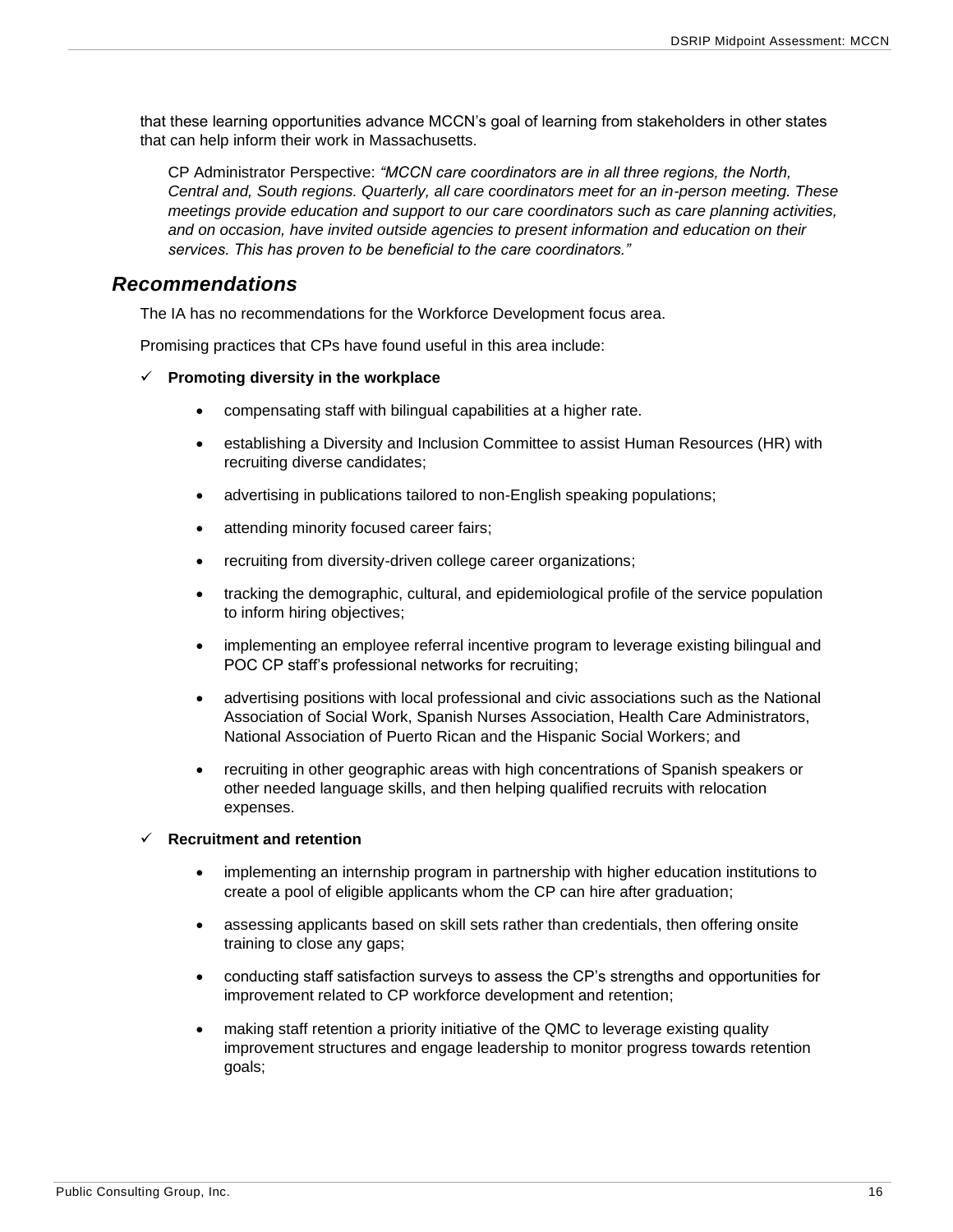that these learning opportunities advance MCCN's goal of learning from stakeholders in other states that can help inform their work in Massachusetts.

> CP Administrator Perspective: *"MCCN care coordinators are in all three regions, the North, Central and, South regions. Quarterly, all care coordinators meet for an in-person meeting. These meetings provide education and support to our care coordinators such as care planning activities, and on occasion, have invited outside agencies to present information and education on their services. This has proven to be beneficial to the care coordinators."*

## *Recommendations*

The IA has no recommendations for the Workforce Development focus area.

Promising practices that CPs have found useful in this area include:

✓ **Promoting diversity in the workplace**

- compensating staff with bilingual capabilities at a higher rate.
- establishing a Diversity and Inclusion Committee to assist Human Resources (HR) with recruiting diverse candidates;
- advertising in publications tailored to non-English speaking populations;
- attending minority focused career fairs;
- recruiting from diversity-driven college career organizations;
- tracking the demographic, cultural, and epidemiological profile of the service population to inform hiring objectives;
- implementing an employee referral incentive program to leverage existing bilingual and POC CP staff's professional networks for recruiting;
- advertising positions with local professional and civic associations such as the National Association of Social Work, Spanish Nurses Association, Health Care Administrators, National Association of Puerto Rican and the Hispanic Social Workers; and
- recruiting in other geographic areas with high concentrations of Spanish speakers or other needed language skills, and then helping qualified recruits with relocation expenses.

✓ **Recruitment and retention**

- implementing an internship program in partnership with higher education institutions to create a pool of eligible applicants whom the CP can hire after graduation;
- assessing applicants based on skill sets rather than credentials, then offering onsite training to close any gaps;
- conducting staff satisfaction surveys to assess the CP's strengths and opportunities for improvement related to CP workforce development and retention;
- making staff retention a priority initiative of the QMC to leverage existing quality improvement structures and engage leadership to monitor progress towards retention goals;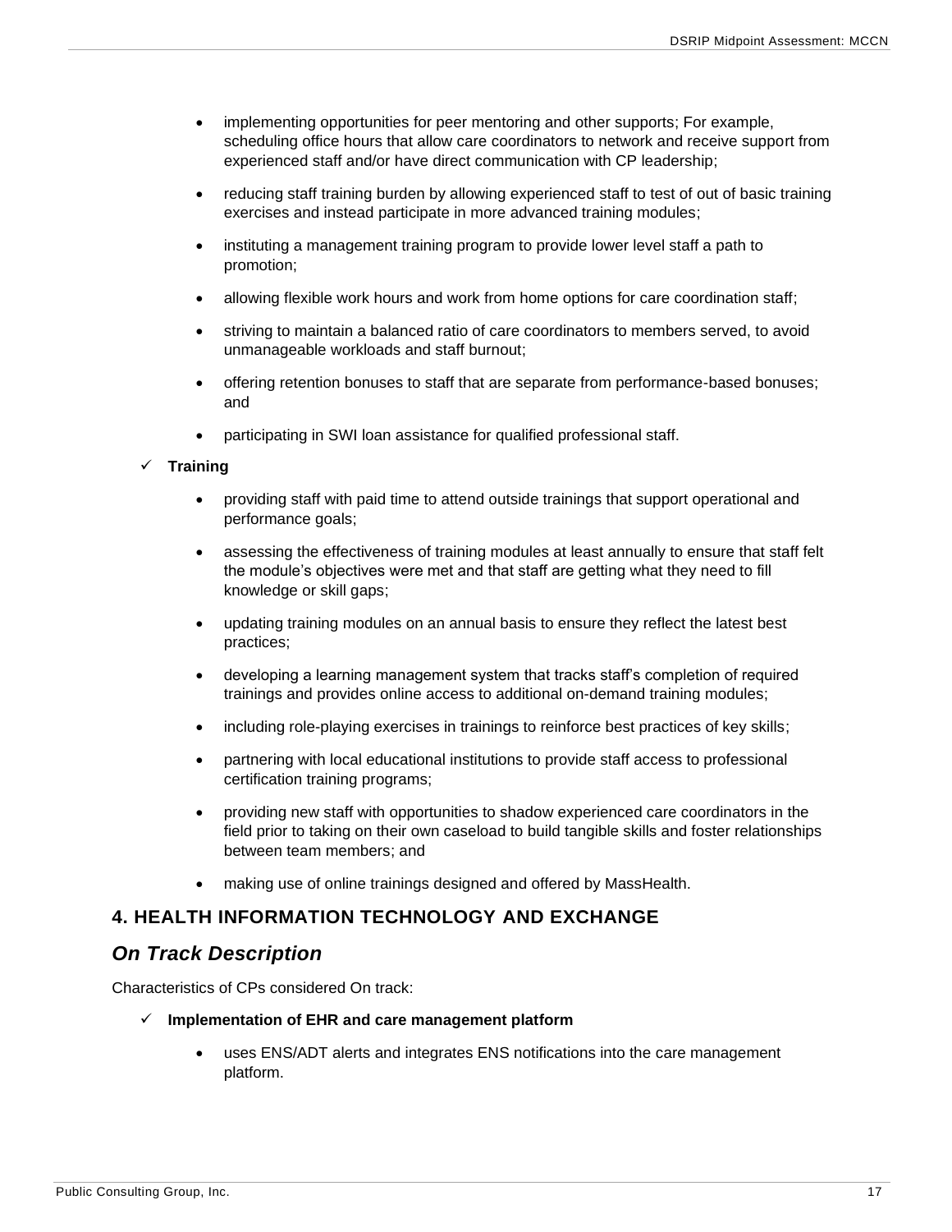- implementing opportunities for peer mentoring and other supports; For example, scheduling office hours that allow care coordinators to network and receive support from experienced staff and/or have direct communication with CP leadership;
- reducing staff training burden by allowing experienced staff to test of out of basic training exercises and instead participate in more advanced training modules;
- instituting a management training program to provide lower level staff a path to promotion;
- allowing flexible work hours and work from home options for care coordination staff;
- striving to maintain a balanced ratio of care coordinators to members served, to avoid unmanageable workloads and staff burnout;
- offering retention bonuses to staff that are separate from performance-based bonuses; and
- participating in SWI loan assistance for qualified professional staff.

✓ **Training**

- providing staff with paid time to attend outside trainings that support operational and performance goals;
- assessing the effectiveness of training modules at least annually to ensure that staff felt the module's objectives were met and that staff are getting what they need to fill knowledge or skill gaps;
- updating training modules on an annual basis to ensure they reflect the latest best practices;
- developing a learning management system that tracks staff's completion of required trainings and provides online access to additional on-demand training modules;
- including role-playing exercises in trainings to reinforce best practices of key skills;
- partnering with local educational institutions to provide staff access to professional certification training programs;
- providing new staff with opportunities to shadow experienced care coordinators in the field prior to taking on their own caseload to build tangible skills and foster relationships between team members; and
- making use of online trainings designed and offered by MassHealth.

## 4. HEALTH INFORMATION TECHNOLOGY AND EXCHANGE

### *On Track Description*

Characteristics of CPs considered On track:

✓ **Implementation of EHR and care management platform**

- uses ENS/ADT alerts and integrates ENS notifications into the care management platform.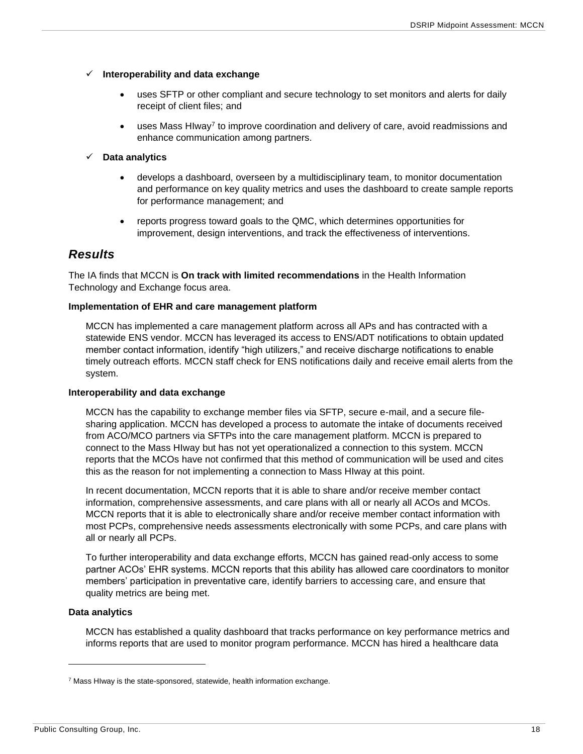- ✓ **Interoperability and data exchange**
  - uses SFTP or other compliant and secure technology to set monitors and alerts for daily receipt of client files; and
  - uses Mass HIway[7] to improve coordination and delivery of care, avoid readmissions and enhance communication among partners.
- ✓ **Data analytics**
  - develops a dashboard, overseen by a multidisciplinary team, to monitor documentation and performance on key quality metrics and uses the dashboard to create sample reports for performance management; and
  - reports progress toward goals to the QMC, which determines opportunities for improvement, design interventions, and track the effectiveness of interventions.

## *Results*

The IA finds that MCCN is **On track with limited recommendations** in the Health Information Technology and Exchange focus area.

**Implementation of EHR and care management platform**

MCCN has implemented a care management platform across all APs and has contracted with a statewide ENS vendor. MCCN has leveraged its access to ENS/ADT notifications to obtain updated member contact information, identify "high utilizers," and receive discharge notifications to enable timely outreach efforts. MCCN staff check for ENS notifications daily and receive email alerts from the system.

**Interoperability and data exchange**

MCCN has the capability to exchange member files via SFTP, secure e-mail, and a secure file-sharing application. MCCN has developed a process to automate the intake of documents received from ACO/MCO partners via SFTPs into the care management platform. MCCN is prepared to connect to the Mass HIway but has not yet operationalized a connection to this system. MCCN reports that the MCOs have not confirmed that this method of communication will be used and cites this as the reason for not implementing a connection to Mass HIway at this point.

In recent documentation, MCCN reports that it is able to share and/or receive member contact information, comprehensive assessments, and care plans with all or nearly all ACOs and MCOs. MCCN reports that it is able to electronically share and/or receive member contact information with most PCPs, comprehensive needs assessments electronically with some PCPs, and care plans with all or nearly all PCPs.

To further interoperability and data exchange efforts, MCCN has gained read-only access to some partner ACOs' EHR systems. MCCN reports that this ability has allowed care coordinators to monitor members' participation in preventative care, identify barriers to accessing care, and ensure that quality metrics are being met.

**Data analytics**

MCCN has established a quality dashboard that tracks performance on key performance metrics and informs reports that are used to monitor program performance. MCCN has hired a healthcare data

---

[7] Mass HIway is the state-sponsored, statewide, health information exchange.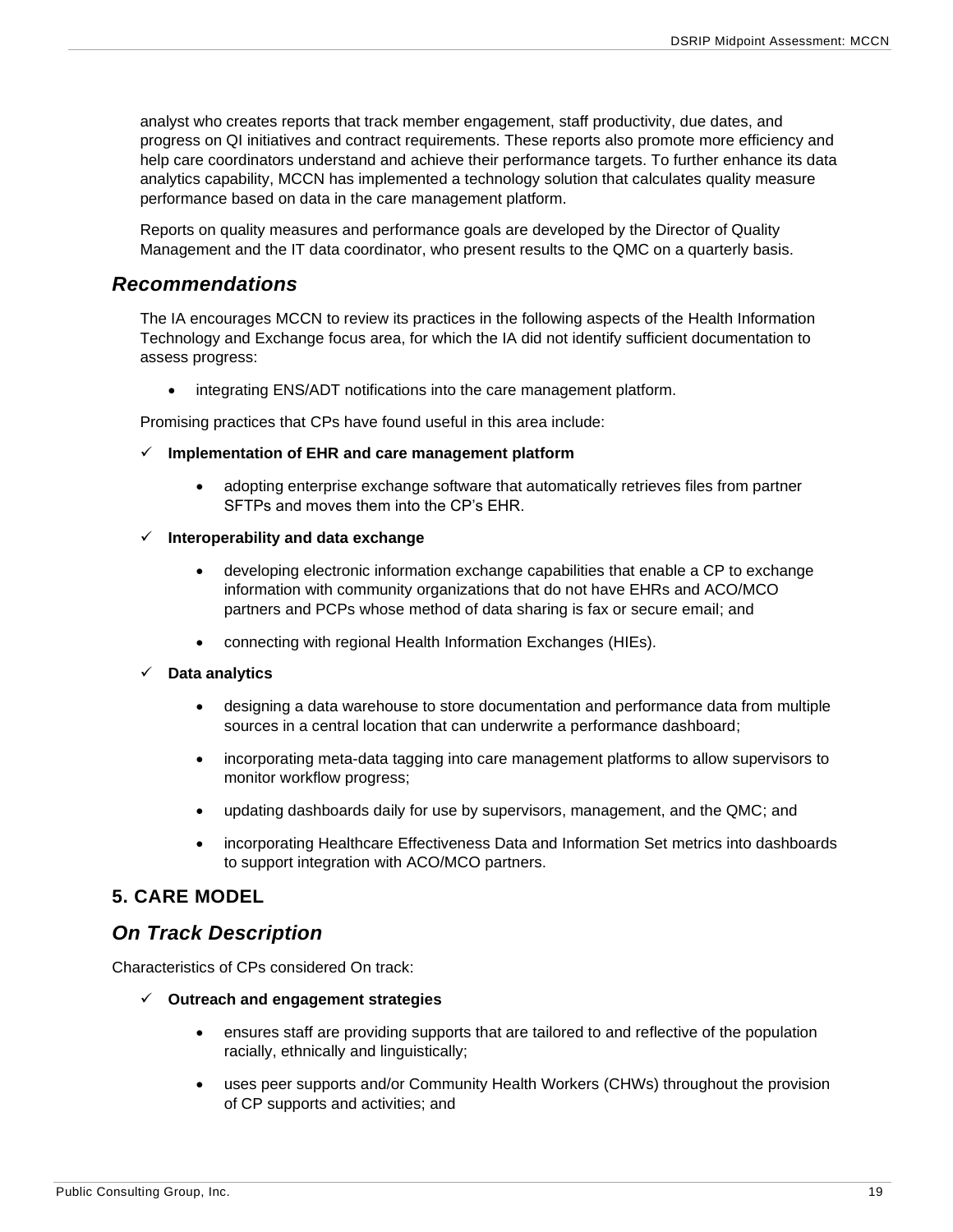analyst who creates reports that track member engagement, staff productivity, due dates, and progress on QI initiatives and contract requirements. These reports also promote more efficiency and help care coordinators understand and achieve their performance targets. To further enhance its data analytics capability, MCCN has implemented a technology solution that calculates quality measure performance based on data in the care management platform.

Reports on quality measures and performance goals are developed by the Director of Quality Management and the IT data coordinator, who present results to the QMC on a quarterly basis.

### *Recommendations*

The IA encourages MCCN to review its practices in the following aspects of the Health Information Technology and Exchange focus area, for which the IA did not identify sufficient documentation to assess progress:

- integrating ENS/ADT notifications into the care management platform.

Promising practices that CPs have found useful in this area include:

✓ **Implementation of EHR and care management platform**

- adopting enterprise exchange software that automatically retrieves files from partner SFTPs and moves them into the CP's EHR.

✓ **Interoperability and data exchange**

- developing electronic information exchange capabilities that enable a CP to exchange information with community organizations that do not have EHRs and ACO/MCO partners and PCPs whose method of data sharing is fax or secure email; and
- connecting with regional Health Information Exchanges (HIEs).

✓ **Data analytics**

- designing a data warehouse to store documentation and performance data from multiple sources in a central location that can underwrite a performance dashboard;
- incorporating meta-data tagging into care management platforms to allow supervisors to monitor workflow progress;
- updating dashboards daily for use by supervisors, management, and the QMC; and
- incorporating Healthcare Effectiveness Data and Information Set metrics into dashboards to support integration with ACO/MCO partners.

## 5. CARE MODEL

### *On Track Description*

Characteristics of CPs considered On track:

✓ **Outreach and engagement strategies**

- ensures staff are providing supports that are tailored to and reflective of the population racially, ethnically and linguistically;
- uses peer supports and/or Community Health Workers (CHWs) throughout the provision of CP supports and activities; and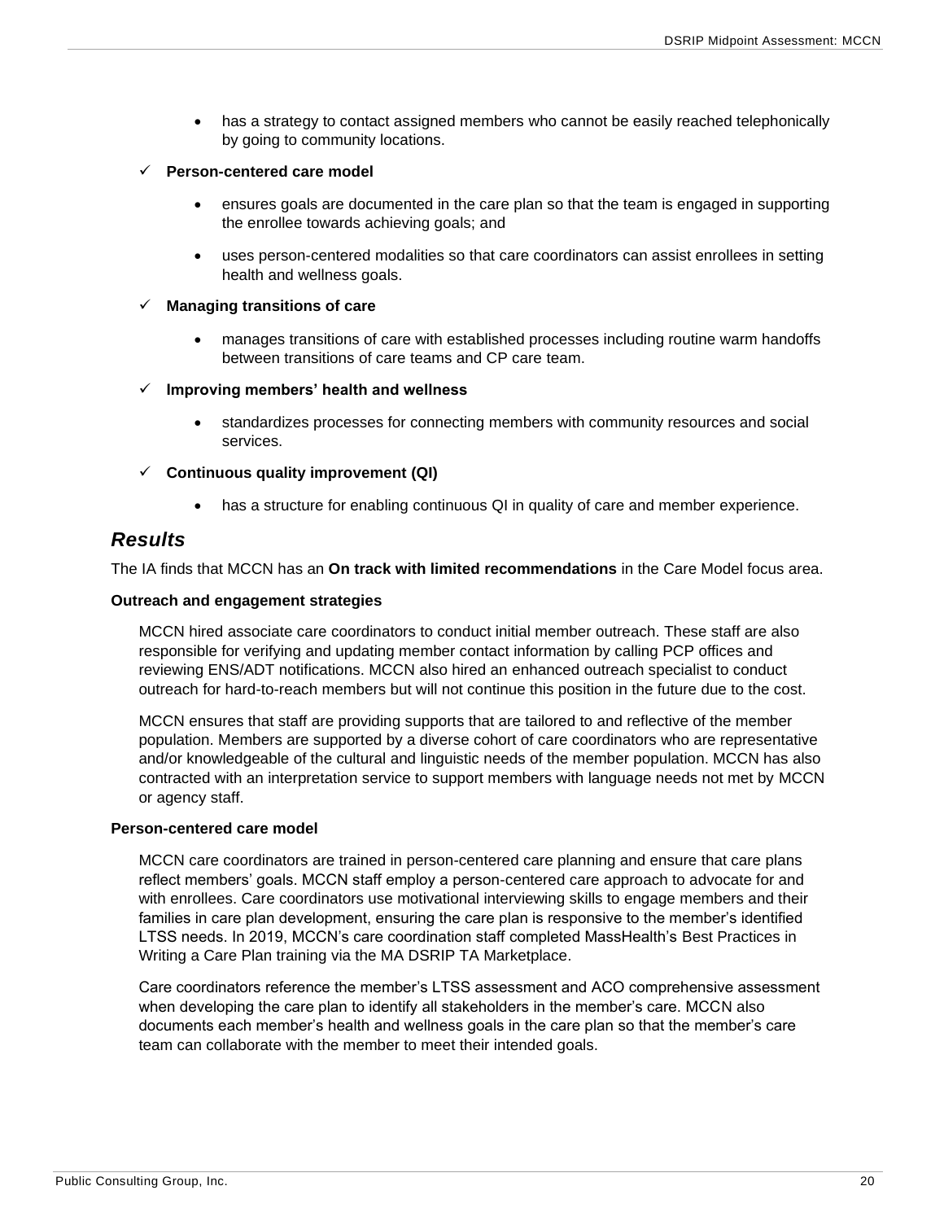- has a strategy to contact assigned members who cannot be easily reached telephonically by going to community locations.

✓ **Person-centered care model**

- ensures goals are documented in the care plan so that the team is engaged in supporting the enrollee towards achieving goals; and
- uses person-centered modalities so that care coordinators can assist enrollees in setting health and wellness goals.

✓ **Managing transitions of care**

- manages transitions of care with established processes including routine warm handoffs between transitions of care teams and CP care team.

✓ **Improving members' health and wellness**

- standardizes processes for connecting members with community resources and social services.

✓ **Continuous quality improvement (QI)**

- has a structure for enabling continuous QI in quality of care and member experience.

## *Results*

The IA finds that MCCN has an **On track with limited recommendations** in the Care Model focus area.

**Outreach and engagement strategies**

MCCN hired associate care coordinators to conduct initial member outreach. These staff are also responsible for verifying and updating member contact information by calling PCP offices and reviewing ENS/ADT notifications. MCCN also hired an enhanced outreach specialist to conduct outreach for hard-to-reach members but will not continue this position in the future due to the cost.

MCCN ensures that staff are providing supports that are tailored to and reflective of the member population. Members are supported by a diverse cohort of care coordinators who are representative and/or knowledgeable of the cultural and linguistic needs of the member population. MCCN has also contracted with an interpretation service to support members with language needs not met by MCCN or agency staff.

**Person-centered care model**

MCCN care coordinators are trained in person-centered care planning and ensure that care plans reflect members' goals. MCCN staff employ a person-centered care approach to advocate for and with enrollees. Care coordinators use motivational interviewing skills to engage members and their families in care plan development, ensuring the care plan is responsive to the member's identified LTSS needs. In 2019, MCCN's care coordination staff completed MassHealth's Best Practices in Writing a Care Plan training via the MA DSRIP TA Marketplace.

Care coordinators reference the member's LTSS assessment and ACO comprehensive assessment when developing the care plan to identify all stakeholders in the member's care. MCCN also documents each member's health and wellness goals in the care plan so that the member's care team can collaborate with the member to meet their intended goals.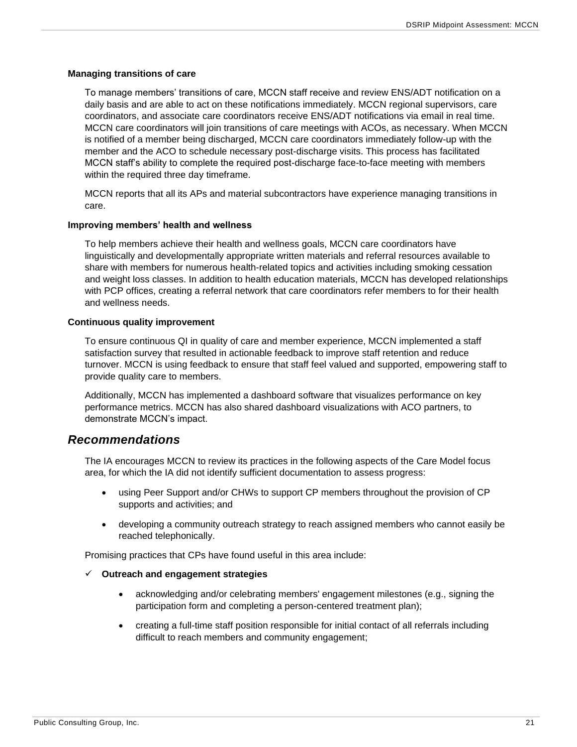#### Managing transitions of care

To manage members' transitions of care, MCCN staff receive and review ENS/ADT notification on a daily basis and are able to act on these notifications immediately. MCCN regional supervisors, care coordinators, and associate care coordinators receive ENS/ADT notifications via email in real time. MCCN care coordinators will join transitions of care meetings with ACOs, as necessary. When MCCN is notified of a member being discharged, MCCN care coordinators immediately follow-up with the member and the ACO to schedule necessary post-discharge visits. This process has facilitated MCCN staff's ability to complete the required post-discharge face-to-face meeting with members within the required three day timeframe.

MCCN reports that all its APs and material subcontractors have experience managing transitions in care.

#### Improving members' health and wellness

To help members achieve their health and wellness goals, MCCN care coordinators have linguistically and developmentally appropriate written materials and referral resources available to share with members for numerous health-related topics and activities including smoking cessation and weight loss classes. In addition to health education materials, MCCN has developed relationships with PCP offices, creating a referral network that care coordinators refer members to for their health and wellness needs.

#### Continuous quality improvement

To ensure continuous QI in quality of care and member experience, MCCN implemented a staff satisfaction survey that resulted in actionable feedback to improve staff retention and reduce turnover. MCCN is using feedback to ensure that staff feel valued and supported, empowering staff to provide quality care to members.

Additionally, MCCN has implemented a dashboard software that visualizes performance on key performance metrics. MCCN has also shared dashboard visualizations with ACO partners, to demonstrate MCCN's impact.

## *Recommendations*

The IA encourages MCCN to review its practices in the following aspects of the Care Model focus area, for which the IA did not identify sufficient documentation to assess progress:

- using Peer Support and/or CHWs to support CP members throughout the provision of CP supports and activities; and
- developing a community outreach strategy to reach assigned members who cannot easily be reached telephonically.

Promising practices that CPs have found useful in this area include:

✓ **Outreach and engagement strategies**

- acknowledging and/or celebrating members' engagement milestones (e.g., signing the participation form and completing a person-centered treatment plan);
- creating a full-time staff position responsible for initial contact of all referrals including difficult to reach members and community engagement;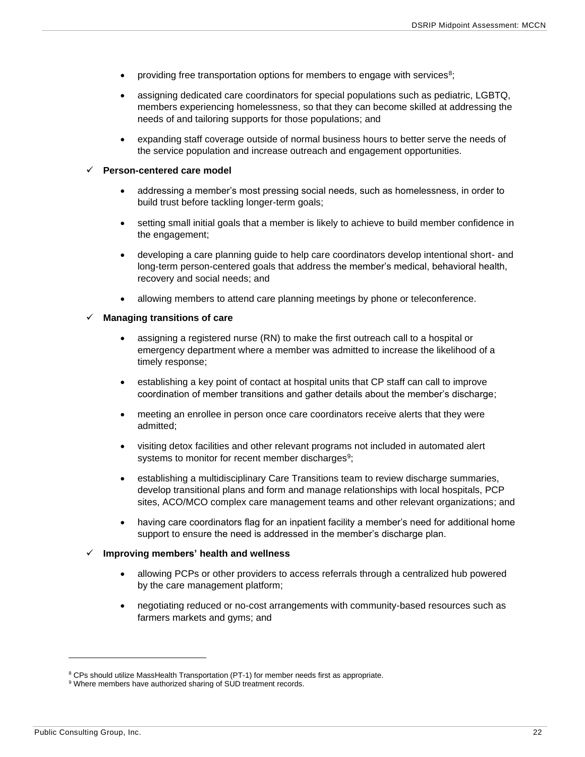- providing free transportation options for members to engage with services[8];
- assigning dedicated care coordinators for special populations such as pediatric, LGBTQ, members experiencing homelessness, so that they can become skilled at addressing the needs of and tailoring supports for those populations; and
- expanding staff coverage outside of normal business hours to better serve the needs of the service population and increase outreach and engagement opportunities.

✓ **Person-centered care model**

- addressing a member's most pressing social needs, such as homelessness, in order to build trust before tackling longer-term goals;
- setting small initial goals that a member is likely to achieve to build member confidence in the engagement;
- developing a care planning guide to help care coordinators develop intentional short- and long-term person-centered goals that address the member's medical, behavioral health, recovery and social needs; and
- allowing members to attend care planning meetings by phone or teleconference.

✓ **Managing transitions of care**

- assigning a registered nurse (RN) to make the first outreach call to a hospital or emergency department where a member was admitted to increase the likelihood of a timely response;
- establishing a key point of contact at hospital units that CP staff can call to improve coordination of member transitions and gather details about the member's discharge;
- meeting an enrollee in person once care coordinators receive alerts that they were admitted;
- visiting detox facilities and other relevant programs not included in automated alert systems to monitor for recent member discharges[9];
- establishing a multidisciplinary Care Transitions team to review discharge summaries, develop transitional plans and form and manage relationships with local hospitals, PCP sites, ACO/MCO complex care management teams and other relevant organizations; and
- having care coordinators flag for an inpatient facility a member's need for additional home support to ensure the need is addressed in the member's discharge plan.

✓ **Improving members' health and wellness**

- allowing PCPs or other providers to access referrals through a centralized hub powered by the care management platform;
- negotiating reduced or no-cost arrangements with community-based resources such as farmers markets and gyms; and

---

[8] CPs should utilize MassHealth Transportation (PT-1) for member needs first as appropriate.

[9] Where members have authorized sharing of SUD treatment records.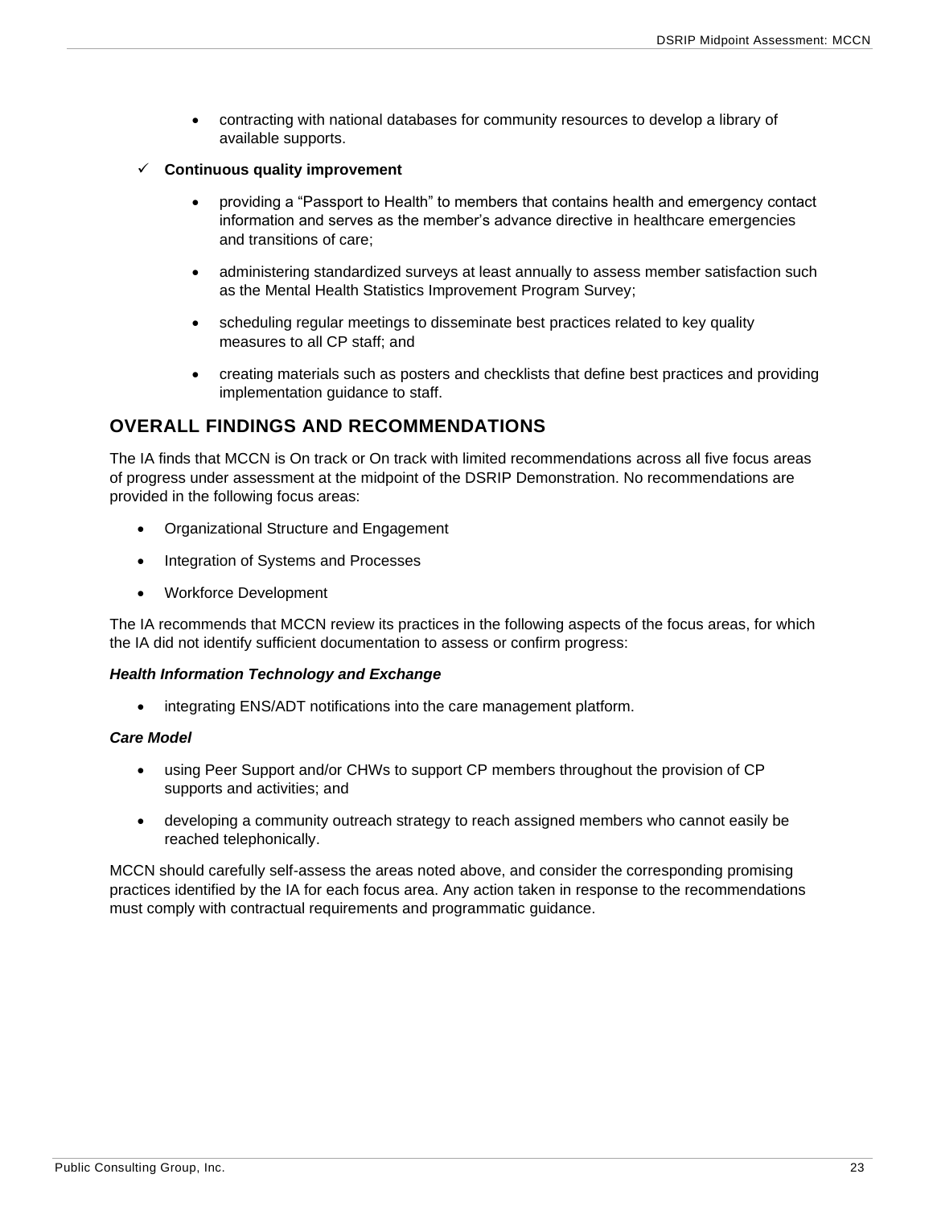- contracting with national databases for community resources to develop a library of available supports.

✓ **Continuous quality improvement**

- providing a "Passport to Health" to members that contains health and emergency contact information and serves as the member's advance directive in healthcare emergencies and transitions of care;
- administering standardized surveys at least annually to assess member satisfaction such as the Mental Health Statistics Improvement Program Survey;
- scheduling regular meetings to disseminate best practices related to key quality measures to all CP staff; and
- creating materials such as posters and checklists that define best practices and providing implementation guidance to staff.

## OVERALL FINDINGS AND RECOMMENDATIONS

The IA finds that MCCN is On track or On track with limited recommendations across all five focus areas of progress under assessment at the midpoint of the DSRIP Demonstration. No recommendations are provided in the following focus areas:

- Organizational Structure and Engagement
- Integration of Systems and Processes
- Workforce Development

The IA recommends that MCCN review its practices in the following aspects of the focus areas, for which the IA did not identify sufficient documentation to assess or confirm progress:

***Health Information Technology and Exchange***

- integrating ENS/ADT notifications into the care management platform.

***Care Model***

- using Peer Support and/or CHWs to support CP members throughout the provision of CP supports and activities; and
- developing a community outreach strategy to reach assigned members who cannot easily be reached telephonically.

MCCN should carefully self-assess the areas noted above, and consider the corresponding promising practices identified by the IA for each focus area. Any action taken in response to the recommendations must comply with contractual requirements and programmatic guidance.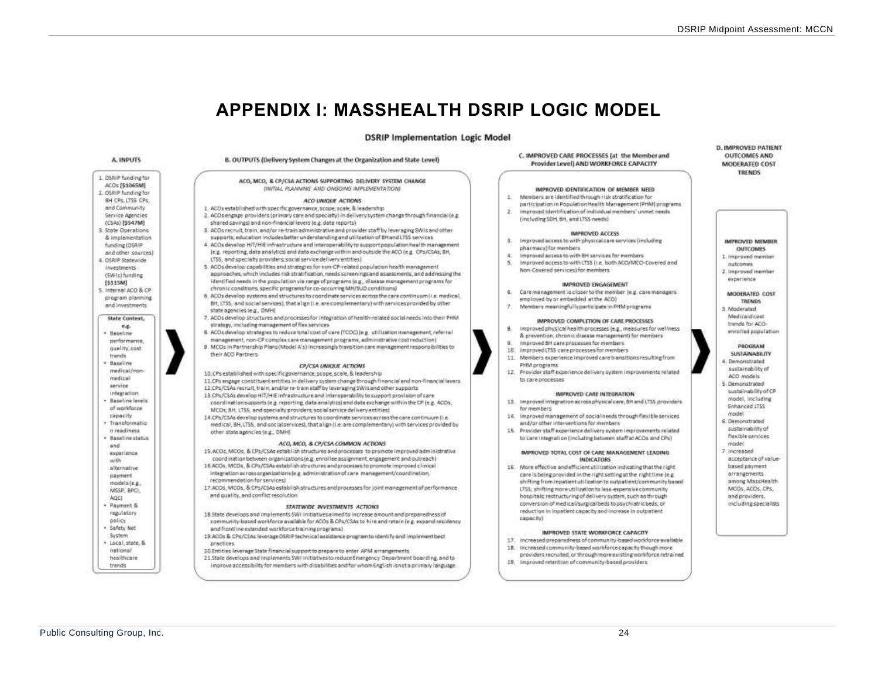# APPENDIX I: MASSHEALTH DSRIP LOGIC MODEL

## DSRIP Implementation Logic Model

### A. INPUTS

1. DSRIP funding for ACOs [$1065M]
2. DSRIP funding for BH CPs, LTSS CPs, and Community Service Agencies (CSAs) [$547M]
3. State Operations & implementation funding (DSRIP and other sources)
4. DSRIP Statewide investments (SWIs) funding [$115M]
5. Internal ACO & CP program planning and investments

**State Context,** e.g.
- Baseline performance, quality, cost trends
- Baseline medical/non-medical service integration
- Baseline levels of workforce capacity
- Transformation readiness
- Baseline status and experience with alternative payment models (e.g., MSSP, BPCI, AQC)
- Payment & regulatory policy
- Safety Net System
- Local, state, & national healthcare trends

### B. OUTPUTS (Delivery System Changes at the Organization and State Level)

**ACO, MCO, & CP/CSA ACTIONS SUPPORTING DELIVERY SYSTEM CHANGE**
*(INITIAL PLANNING AND ONGOING IMPLEMENTATION)*

*ACO UNIQUE ACTIONS*

1. ACOs established with specific governance, scope, scale, & leadership
2. ACOs engage providers (primary care and specialty) in delivery system change through financial (e.g. shared savings) and non-financial levers (e.g. data reports)
3. ACOs recruit, train, and/or re-train administrative and provider staff by leveraging SWIs and other supports; education includes better understanding and utilization of BH and LTSS services
4. ACOs develop HIT/HIE infrastructure and interoperability to support population health management (e.g. reporting, data analytics) and data exchange within and outside the ACO (e.g. CPs/CSAs, BH, LTSS, and specialty providers; social service delivery entities)
5. ACOs develop capabilities and strategies for non-CP-related population health management approaches, which includes risk stratification, needs screenings and assessments, and addressing the identified needs in the population via range of programs (e.g., disease management programs for chronic conditions, specific programs for co-occurring MH/SUD conditions)
6. ACOs develop systems and structures to coordinate services across the care continuum (i.e. medical, BH, LTSS, and social services), that align (i.e. are complementary) with services provided by other state agencies (e.g., DMH)
7. ACOs develop structures and processes for integration of health-related social needs into their PHM strategy, including management of flex services
8. ACOs develop strategies to reduce total cost of care (TCOC) (e.g. utilization management, referral management, non-CP complex care management programs, administrative cost reduction)
9. MCOs in Partnership Plans (Model A's) increasingly transition care management responsibilities to their ACO Partners

*CP/CSA UNIQUE ACTIONS*

10. CPs established with specific governance, scope, scale, & leadership
11. CPs engage constituent entities in delivery system change through financial and non-financial levers
12. CPs/CSAs recruit, train, and/or re-train staff by leveraging SWIs and other supports
13. CPs/CSAs develop HIT/HIE infrastructure and interoperability to support provision of care coordination supports (e.g. reporting, data analytics) and data exchange within the CP (e.g. ACOs, MCOs, BH, LTSS, and specialty providers; social service delivery entities)
14. CPs/CSAs develop systems and structures to coordinate services across the care continuum (i.e. medical, BH, LTSS, and social services), that align (i.e. are complementary) with services provided by other state agencies (e.g., DMH)

*ACO, MCO, & CP/CSA COMMON ACTIONS*

15. ACOs, MCOs, & CPs/CSAs establish structures and processes to promote improved administrative coordination between organizations (e.g. enrollee assignment, engagement and outreach)
16. ACOs, MCOs, & CPs/CSAs establish structures and processes to promote improved clinical integration across organizations (e.g. administration of care management/coordination, recommendation for services)
17. ACOs, MCOs, & CPs/CSAs establish structures and processes for joint management of performance and quality, and conflict resolution

*STATEWIDE INVESTMENTS ACTIONS*

18. State develops and implements SWI initiatives aimed to increase amount and preparedness of community-based workforce available for ACOs & CPs/CSAs to hire and retain (e.g. expand residency and frontline extended workforce training programs)
19. ACOs & CPs/CSAs leverage DSRIP technical assistance program to identify and implement best practices
20. Entities leverage State financial support to prepare to enter APM arrangements
21. State develops and implements SWI initiatives to reduce Emergency Department boarding, and to improve accessibility for members with disabilities and for whom English is not a primary language.

### C. IMPROVED CARE PROCESSES (at the Member and Provider Level) AND WORKFORCE CAPACITY

**IMPROVED IDENTIFICATION OF MEMBER NEED**

1. Members are identified through risk stratification for participation in Population Health Management (PHM) programs
2. Improved identification of individual members' unmet needs (including SDH, BH, and LTSS needs)

**IMPROVED ACCESS**

3. Improved access to with physical care services (including pharmacy) for members
4. Improved access to with BH services for members
5. Improved access to with LTSS (i.e. both ACO/MCO-Covered and Non-Covered services) for members

**IMPROVED ENGAGEMENT**

6. Care management is closer to the member (e.g. care managers employed by or embedded at the ACO)
7. Members meaningfully participate in PHM programs

**IMPROVED COMPLETION OF CARE PROCESSES**

8. Improved physical health processes (e.g., measures for wellness & prevention, chronic disease management) for members
9. Improved BH care processes for members
10. Improved LTSS care processes for members
11. Members experience improved care transitions resulting from PHM programs
12. Provider staff experience delivery system improvements related to care processes

**IMPROVED CARE INTEGRATION**

13. Improved integration across physical care, BH and LTSS providers for members
14. Improved management of social needs through flexible services and/or other interventions for members
15. Provider staff experience delivery system improvements related to care integration (including between staff at ACOs and CPs)

**IMPROVED TOTAL COST OF CARE MANAGEMENT LEADING INDICATORS**

16. More effective and efficient utilization indicating that the right care is being provided in the right setting at the right time (e.g. shifting from inpatient utilization to outpatient/community based LTSS; shifting more utilization to less-expensive community hospitals; restructuring of delivery system, such as through conversion of medical/surgical beds to psychiatric beds, or reduction in inpatient capacity and increase in outpatient capacity)

**IMPROVED STATE WORKFORCE CAPACITY**

17. Increased preparedness of community-based workforce available
18. Increased community-based workforce capacity though more providers recruited, or through more existing workforce retrained
19. Improved retention of community-based providers

### D. IMPROVED PATIENT OUTCOMES AND MODERATED COST TRENDS

**IMPROVED MEMBER OUTCOMES**

1. Improved member outcomes
2. Improved member experience

**MODERATED COST TRENDS**

3. Moderated Medicaid cost trends for ACO-enrolled population

**PROGRAM SUSTAINABILITY**

4. Demonstrated sustainability of ACO models
5. Demonstrated sustainability of CP model, including Enhanced LTSS model
6. Demonstrated sustainability of flexible services model
7. Increased acceptance of value-based payment arrangements among MassHealth MCOs, ACOs, CPs, and providers, including specialists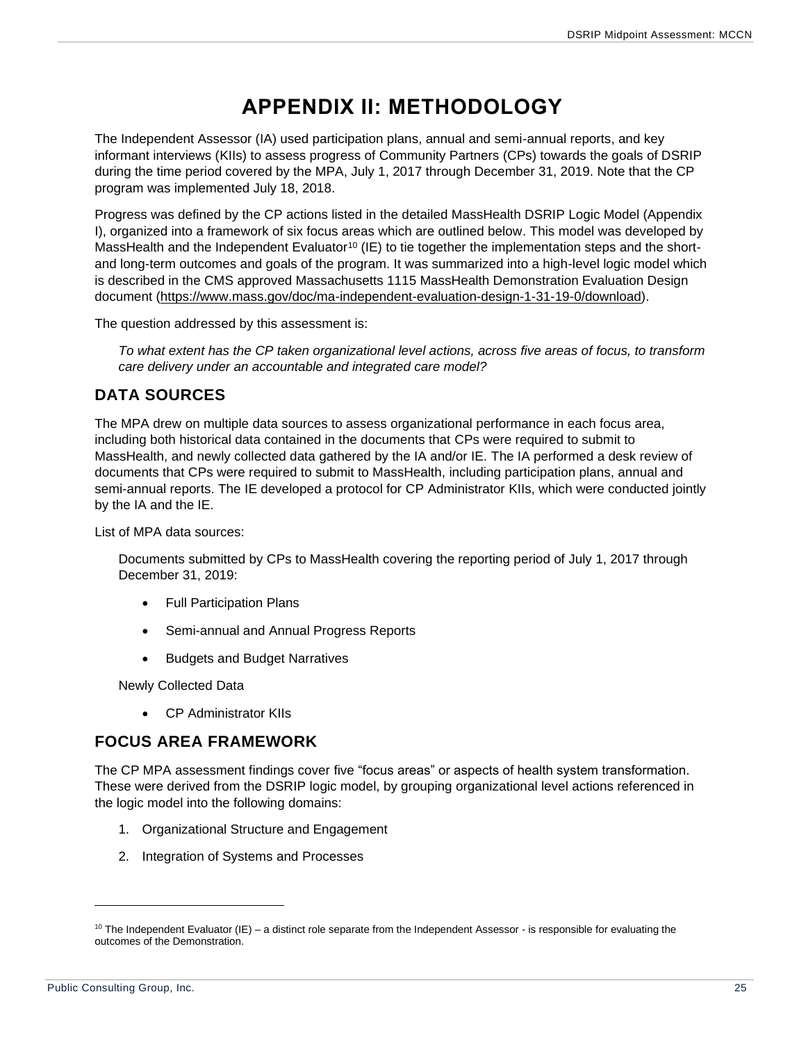# APPENDIX II: METHODOLOGY

The Independent Assessor (IA) used participation plans, annual and semi-annual reports, and key informant interviews (KIIs) to assess progress of Community Partners (CPs) towards the goals of DSRIP during the time period covered by the MPA, July 1, 2017 through December 31, 2019. Note that the CP program was implemented July 18, 2018.

Progress was defined by the CP actions listed in the detailed MassHealth DSRIP Logic Model (Appendix I), organized into a framework of six focus areas which are outlined below. This model was developed by MassHealth and the Independent Evaluator[10] (IE) to tie together the implementation steps and the short- and long-term outcomes and goals of the program. It was summarized into a high-level logic model which is described in the CMS approved Massachusetts 1115 MassHealth Demonstration Evaluation Design document (https://www.mass.gov/doc/ma-independent-evaluation-design-1-31-19-0/download).

The question addressed by this assessment is:

> *To what extent has the CP taken organizational level actions, across five areas of focus, to transform care delivery under an accountable and integrated care model?*

## DATA SOURCES

The MPA drew on multiple data sources to assess organizational performance in each focus area, including both historical data contained in the documents that CPs were required to submit to MassHealth, and newly collected data gathered by the IA and/or IE. The IA performed a desk review of documents that CPs were required to submit to MassHealth, including participation plans, annual and semi-annual reports. The IE developed a protocol for CP Administrator KIIs, which were conducted jointly by the IA and the IE.

List of MPA data sources:

Documents submitted by CPs to MassHealth covering the reporting period of July 1, 2017 through December 31, 2019:

- Full Participation Plans
- Semi-annual and Annual Progress Reports
- Budgets and Budget Narratives

Newly Collected Data

- CP Administrator KIIs

## FOCUS AREA FRAMEWORK

The CP MPA assessment findings cover five "focus areas" or aspects of health system transformation. These were derived from the DSRIP logic model, by grouping organizational level actions referenced in the logic model into the following domains:

1. Organizational Structure and Engagement
2. Integration of Systems and Processes

---

[10] The Independent Evaluator (IE) – a distinct role separate from the Independent Assessor - is responsible for evaluating the outcomes of the Demonstration.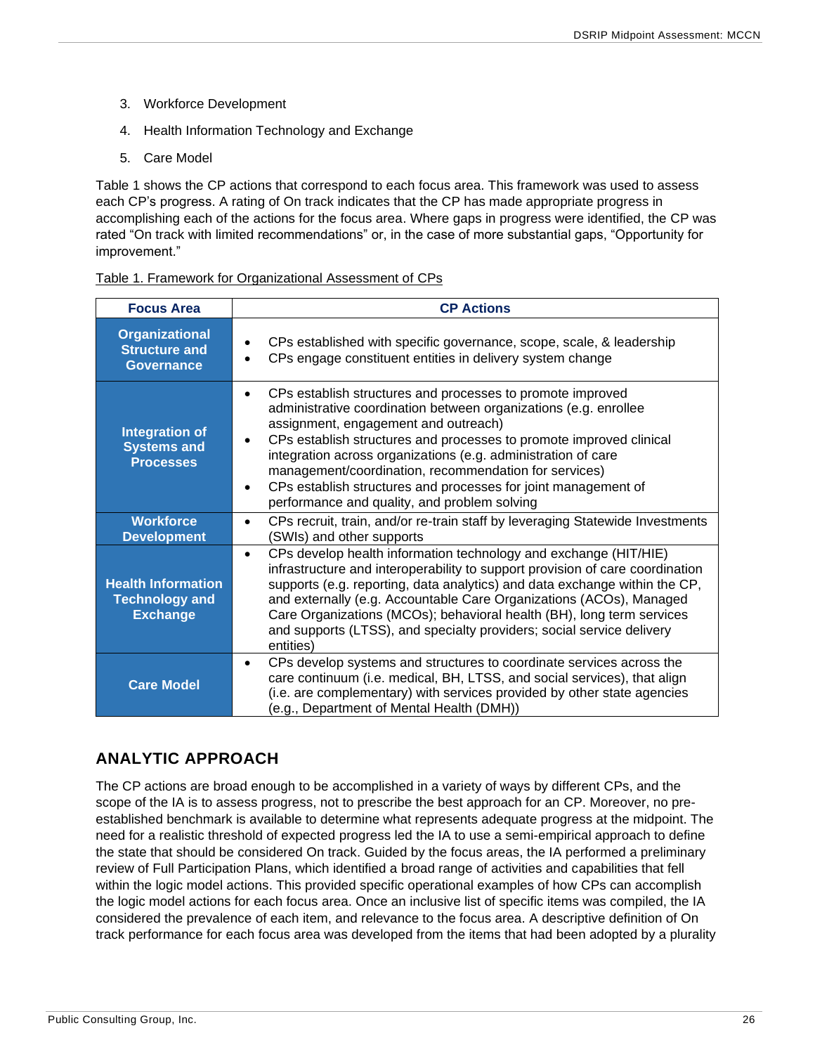3. Workforce Development
4. Health Information Technology and Exchange
5. Care Model

Table 1 shows the CP actions that correspond to each focus area. This framework was used to assess each CP's progress. A rating of On track indicates that the CP has made appropriate progress in accomplishing each of the actions for the focus area. Where gaps in progress were identified, the CP was rated "On track with limited recommendations" or, in the case of more substantial gaps, "Opportunity for improvement."

Table 1. Framework for Organizational Assessment of CPs

| Focus Area | CP Actions |
|---|---|
| **Organizational Structure and Governance** | • CPs established with specific governance, scope, scale, & leadership<br>• CPs engage constituent entities in delivery system change |
| **Integration of Systems and Processes** | • CPs establish structures and processes to promote improved administrative coordination between organizations (e.g. enrollee assignment, engagement and outreach)<br>• CPs establish structures and processes to promote improved clinical integration across organizations (e.g. administration of care management/coordination, recommendation for services)<br>• CPs establish structures and processes for joint management of performance and quality, and problem solving |
| **Workforce Development** | • CPs recruit, train, and/or re-train staff by leveraging Statewide Investments (SWIs) and other supports |
| **Health Information Technology and Exchange** | • CPs develop health information technology and exchange (HIT/HIE) infrastructure and interoperability to support provision of care coordination supports (e.g. reporting, data analytics) and data exchange within the CP, and externally (e.g. Accountable Care Organizations (ACOs), Managed Care Organizations (MCOs); behavioral health (BH), long term services and supports (LTSS), and specialty providers; social service delivery entities) |
| **Care Model** | • CPs develop systems and structures to coordinate services across the care continuum (i.e. medical, BH, LTSS, and social services), that align (i.e. are complementary) with services provided by other state agencies (e.g., Department of Mental Health (DMH)) |

## ANALYTIC APPROACH

The CP actions are broad enough to be accomplished in a variety of ways by different CPs, and the scope of the IA is to assess progress, not to prescribe the best approach for an CP. Moreover, no pre-established benchmark is available to determine what represents adequate progress at the midpoint. The need for a realistic threshold of expected progress led the IA to use a semi-empirical approach to define the state that should be considered On track. Guided by the focus areas, the IA performed a preliminary review of Full Participation Plans, which identified a broad range of activities and capabilities that fell within the logic model actions. This provided specific operational examples of how CPs can accomplish the logic model actions for each focus area. Once an inclusive list of specific items was compiled, the IA considered the prevalence of each item, and relevance to the focus area. A descriptive definition of On track performance for each focus area was developed from the items that had been adopted by a plurality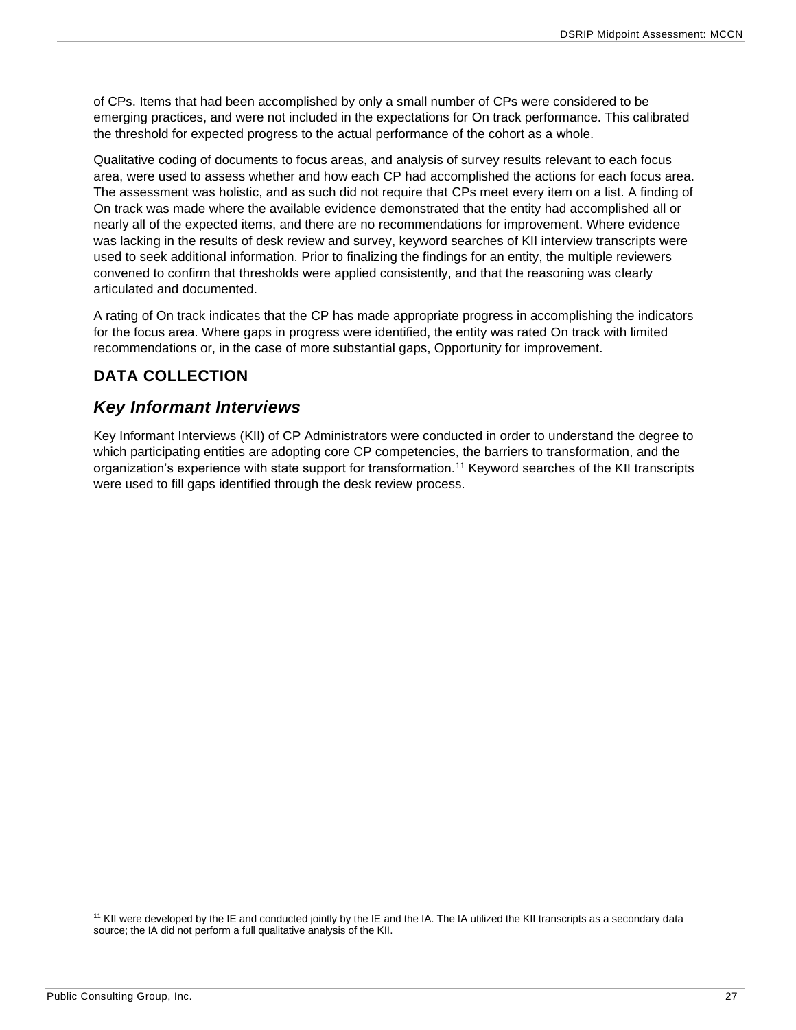of CPs. Items that had been accomplished by only a small number of CPs were considered to be emerging practices, and were not included in the expectations for On track performance. This calibrated the threshold for expected progress to the actual performance of the cohort as a whole.

Qualitative coding of documents to focus areas, and analysis of survey results relevant to each focus area, were used to assess whether and how each CP had accomplished the actions for each focus area. The assessment was holistic, and as such did not require that CPs meet every item on a list. A finding of On track was made where the available evidence demonstrated that the entity had accomplished all or nearly all of the expected items, and there are no recommendations for improvement. Where evidence was lacking in the results of desk review and survey, keyword searches of KII interview transcripts were used to seek additional information. Prior to finalizing the findings for an entity, the multiple reviewers convened to confirm that thresholds were applied consistently, and that the reasoning was clearly articulated and documented.

A rating of On track indicates that the CP has made appropriate progress in accomplishing the indicators for the focus area. Where gaps in progress were identified, the entity was rated On track with limited recommendations or, in the case of more substantial gaps, Opportunity for improvement.

## DATA COLLECTION

### *Key Informant Interviews*

Key Informant Interviews (KII) of CP Administrators were conducted in order to understand the degree to which participating entities are adopting core CP competencies, the barriers to transformation, and the organization's experience with state support for transformation.[11] Keyword searches of the KII transcripts were used to fill gaps identified through the desk review process.

[11] KII were developed by the IE and conducted jointly by the IE and the IA. The IA utilized the KII transcripts as a secondary data source; the IA did not perform a full qualitative analysis of the KII.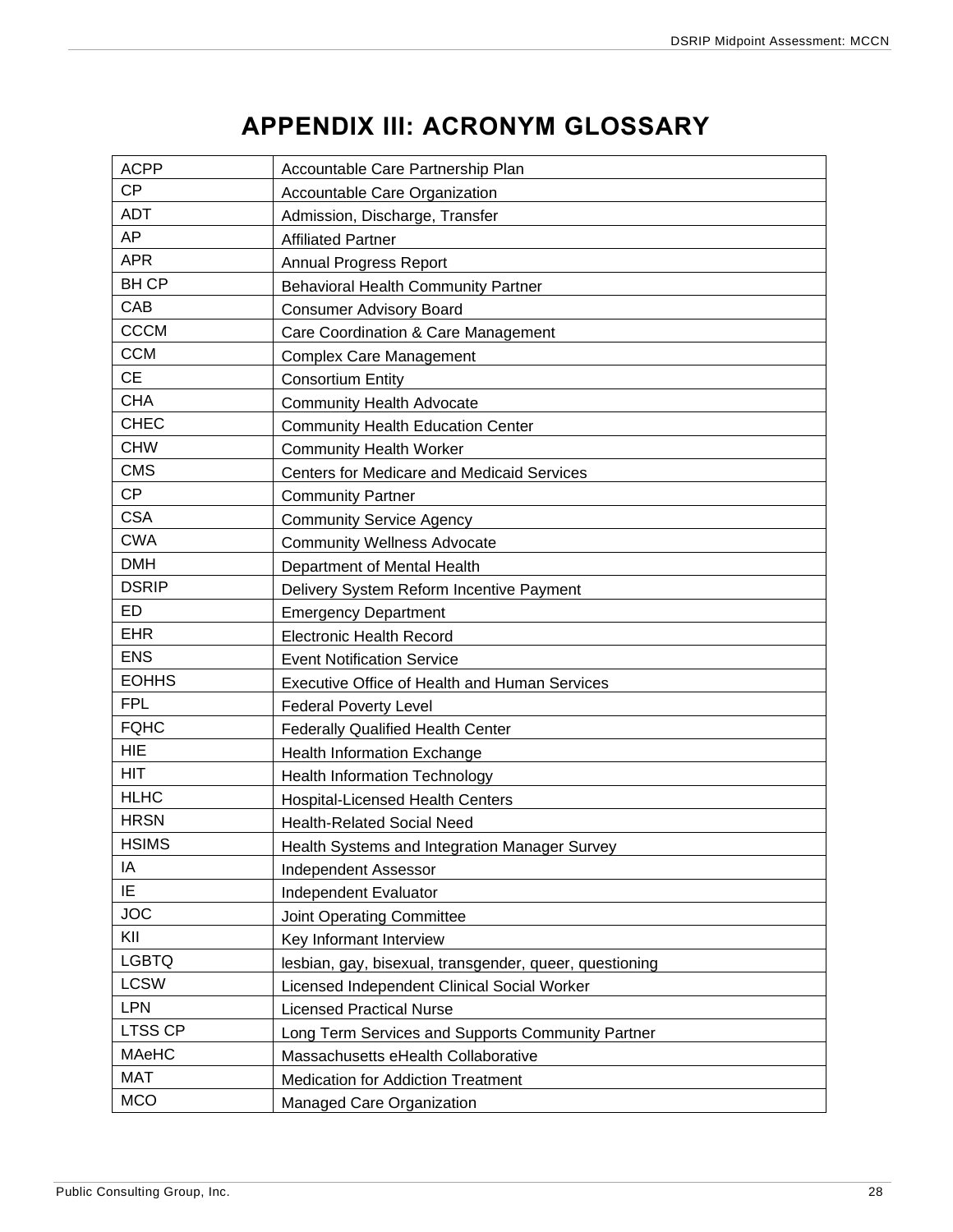# APPENDIX III: ACRONYM GLOSSARY

| | |
|---|---|
| ACPP | Accountable Care Partnership Plan |
| CP | Accountable Care Organization |
| ADT | Admission, Discharge, Transfer |
| AP | Affiliated Partner |
| APR | Annual Progress Report |
| BH CP | Behavioral Health Community Partner |
| CAB | Consumer Advisory Board |
| CCCM | Care Coordination & Care Management |
| CCM | Complex Care Management |
| CE | Consortium Entity |
| CHA | Community Health Advocate |
| CHEC | Community Health Education Center |
| CHW | Community Health Worker |
| CMS | Centers for Medicare and Medicaid Services |
| CP | Community Partner |
| CSA | Community Service Agency |
| CWA | Community Wellness Advocate |
| DMH | Department of Mental Health |
| DSRIP | Delivery System Reform Incentive Payment |
| ED | Emergency Department |
| EHR | Electronic Health Record |
| ENS | Event Notification Service |
| EOHHS | Executive Office of Health and Human Services |
| FPL | Federal Poverty Level |
| FQHC | Federally Qualified Health Center |
| HIE | Health Information Exchange |
| HIT | Health Information Technology |
| HLHC | Hospital-Licensed Health Centers |
| HRSN | Health-Related Social Need |
| HSIMS | Health Systems and Integration Manager Survey |
| IA | Independent Assessor |
| IE | Independent Evaluator |
| JOC | Joint Operating Committee |
| KII | Key Informant Interview |
| LGBTQ | lesbian, gay, bisexual, transgender, queer, questioning |
| LCSW | Licensed Independent Clinical Social Worker |
| LPN | Licensed Practical Nurse |
| LTSS CP | Long Term Services and Supports Community Partner |
| MAeHC | Massachusetts eHealth Collaborative |
| MAT | Medication for Addiction Treatment |
| MCO | Managed Care Organization |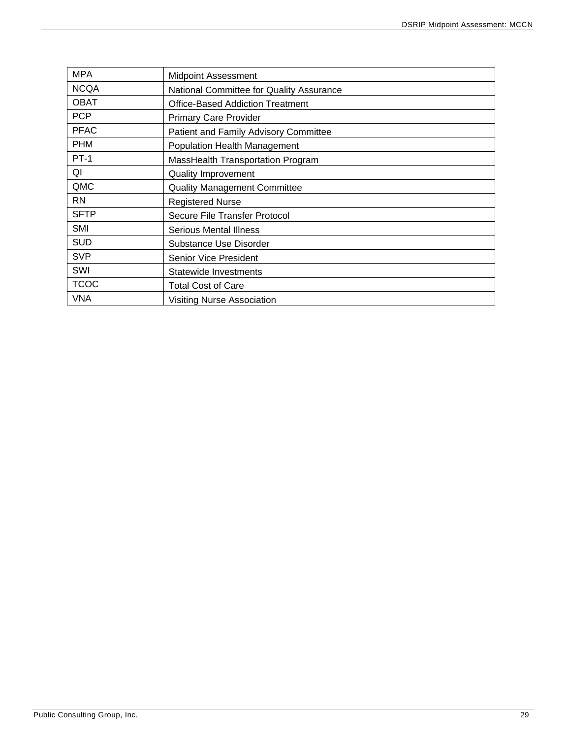| MPA | Midpoint Assessment |
|---|---|
| NCQA | National Committee for Quality Assurance |
| OBAT | Office-Based Addiction Treatment |
| PCP | Primary Care Provider |
| PFAC | Patient and Family Advisory Committee |
| PHM | Population Health Management |
| PT-1 | MassHealth Transportation Program |
| QI | Quality Improvement |
| QMC | Quality Management Committee |
| RN | Registered Nurse |
| SFTP | Secure File Transfer Protocol |
| SMI | Serious Mental Illness |
| SUD | Substance Use Disorder |
| SVP | Senior Vice President |
| SWI | Statewide Investments |
| TCOC | Total Cost of Care |
| VNA | Visiting Nurse Association |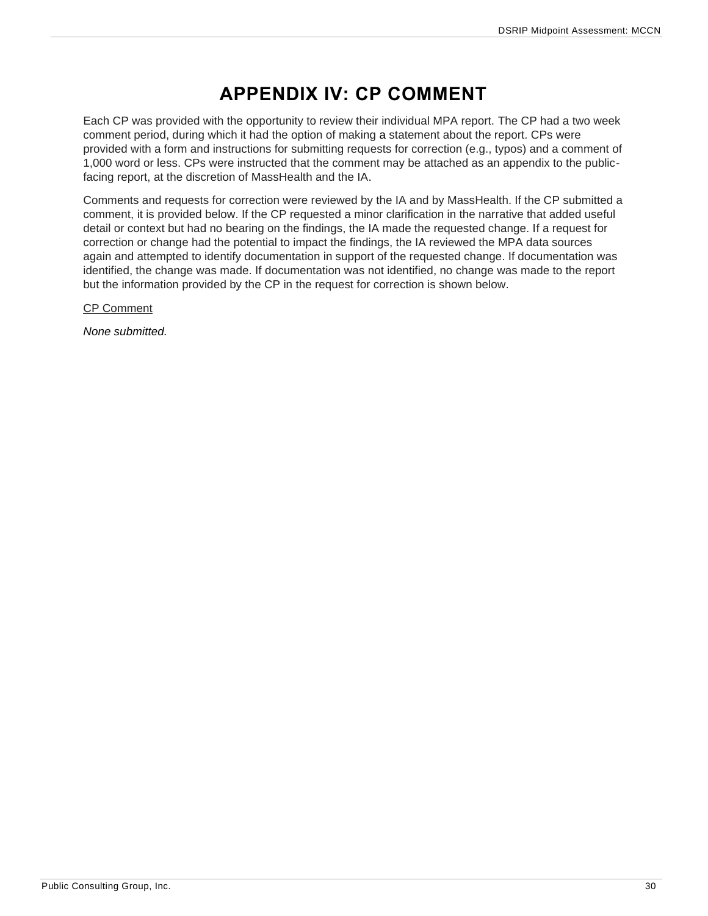# APPENDIX IV: CP COMMENT

Each CP was provided with the opportunity to review their individual MPA report. The CP had a two week comment period, during which it had the option of making a statement about the report. CPs were provided with a form and instructions for submitting requests for correction (e.g., typos) and a comment of 1,000 word or less. CPs were instructed that the comment may be attached as an appendix to the public-facing report, at the discretion of MassHealth and the IA.

Comments and requests for correction were reviewed by the IA and by MassHealth. If the CP submitted a comment, it is provided below. If the CP requested a minor clarification in the narrative that added useful detail or context but had no bearing on the findings, the IA made the requested change. If a request for correction or change had the potential to impact the findings, the IA reviewed the MPA data sources again and attempted to identify documentation in support of the requested change. If documentation was identified, the change was made. If documentation was not identified, no change was made to the report but the information provided by the CP in the request for correction is shown below.

<u>CP Comment</u>

*None submitted.*